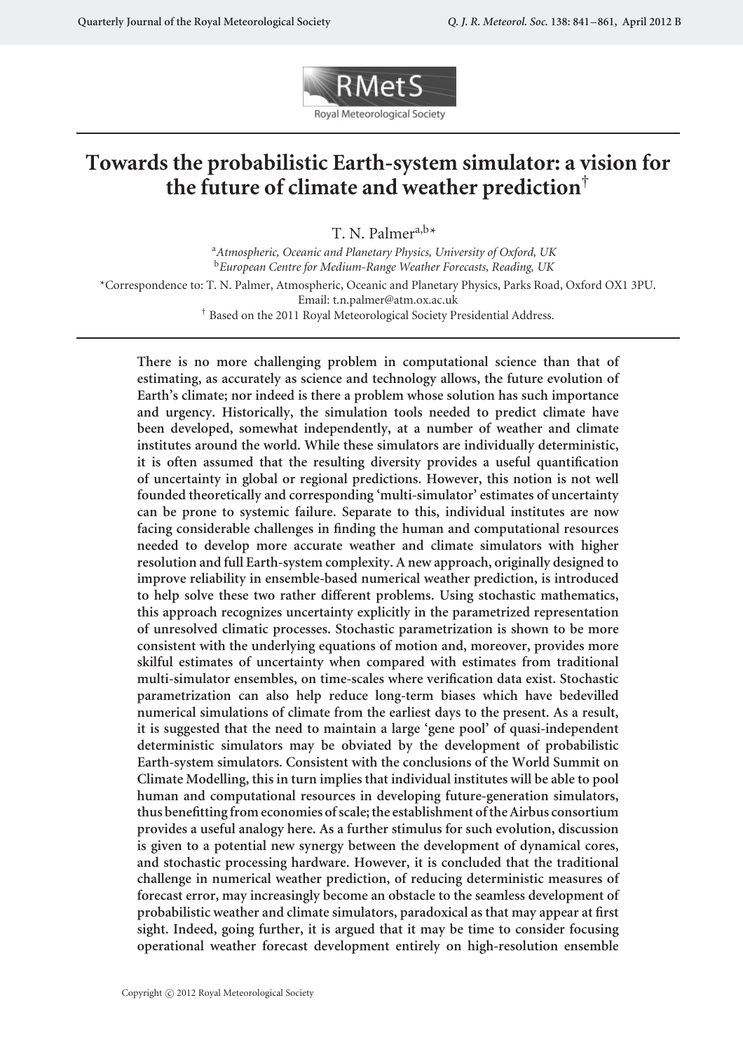# Towards the probabilistic Earth-system simulator: a vision for the future of climate and weather prediction[†]

T. N. Palmer[a,b*]

[a] *Atmospheric, Oceanic and Planetary Physics, University of Oxford, UK*
[b] *European Centre for Medium-Range Weather Forecasts, Reading, UK*

*Correspondence to: T. N. Palmer, Atmospheric, Oceanic and Planetary Physics, Parks Road, Oxford OX1 3PU. Email: t.n.palmer@atm.ox.ac.uk

[†] Based on the 2011 Royal Meteorological Society Presidential Address.

**There is no more challenging problem in computational science than that of estimating, as accurately as science and technology allows, the future evolution of Earth's climate; nor indeed is there a problem whose solution has such importance and urgency. Historically, the simulation tools needed to predict climate have been developed, somewhat independently, at a number of weather and climate institutes around the world. While these simulators are individually deterministic, it is often assumed that the resulting diversity provides a useful quantification of uncertainty in global or regional predictions. However, this notion is not well founded theoretically and corresponding 'multi-simulator' estimates of uncertainty can be prone to systemic failure. Separate to this, individual institutes are now facing considerable challenges in finding the human and computational resources needed to develop more accurate weather and climate simulators with higher resolution and full Earth-system complexity. A new approach, originally designed to improve reliability in ensemble-based numerical weather prediction, is introduced to help solve these two rather different problems. Using stochastic mathematics, this approach recognizes uncertainty explicitly in the parametrized representation of unresolved climatic processes. Stochastic parametrization is shown to be more consistent with the underlying equations of motion and, moreover, provides more skilful estimates of uncertainty when compared with estimates from traditional multi-simulator ensembles, on time-scales where verification data exist. Stochastic parametrization can also help reduce long-term biases which have bedevilled numerical simulations of climate from the earliest days to the present. As a result, it is suggested that the need to maintain a large 'gene pool' of quasi-independent deterministic simulators may be obviated by the development of probabilistic Earth-system simulators. Consistent with the conclusions of the World Summit on Climate Modelling, this in turn implies that individual institutes will be able to pool human and computational resources in developing future-generation simulators, thus benefitting from economies of scale; the establishment of the Airbus consortium provides a useful analogy here. As a further stimulus for such evolution, discussion is given to a potential new synergy between the development of dynamical cores, and stochastic processing hardware. However, it is concluded that the traditional challenge in numerical weather prediction, of reducing deterministic measures of forecast error, may increasingly become an obstacle to the seamless development of probabilistic weather and climate simulators, paradoxical as that may appear at first sight. Indeed, going further, it is argued that it may be time to consider focusing operational weather forecast development entirely on high-resolution ensemble**

Copyright © 2012 Royal Meteorological Society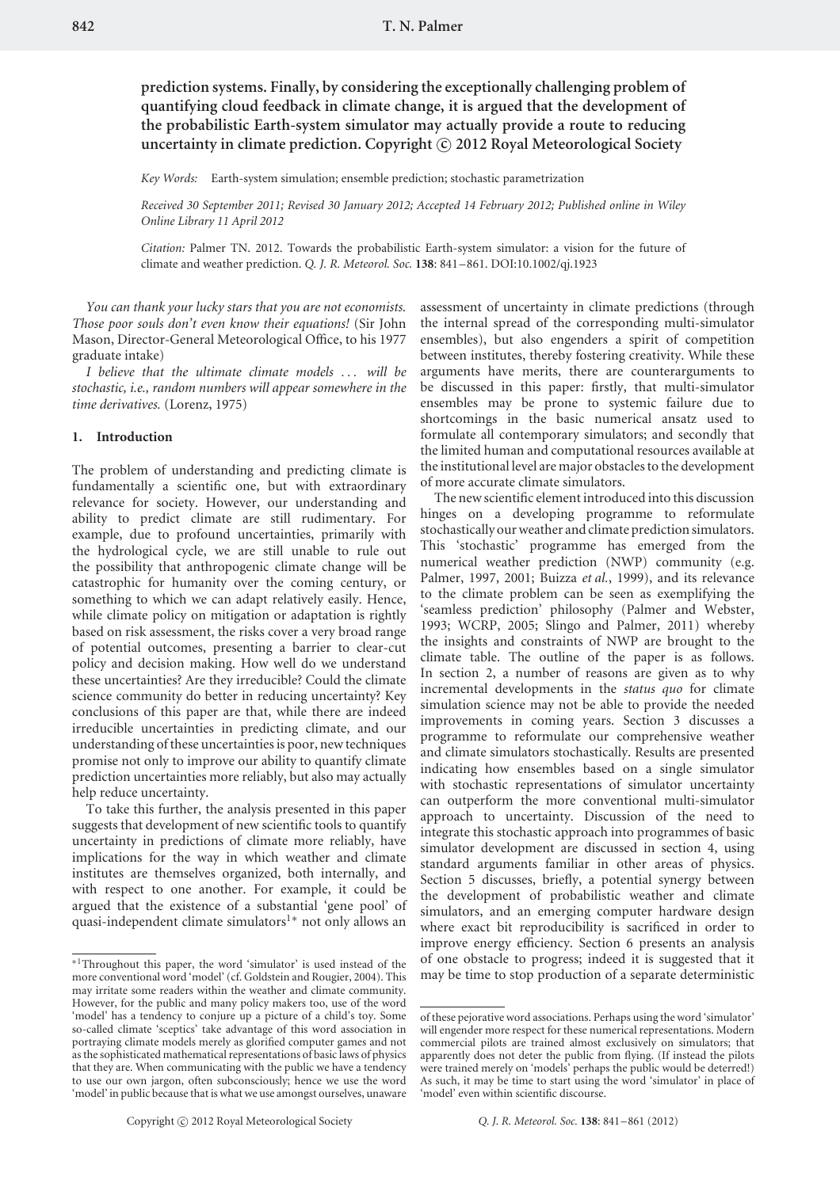**prediction systems. Finally, by considering the exceptionally challenging problem of quantifying cloud feedback in climate change, it is argued that the development of the probabilistic Earth-system simulator may actually provide a route to reducing uncertainty in climate prediction. Copyright © 2012 Royal Meteorological Society**

*Key Words:* Earth-system simulation; ensemble prediction; stochastic parametrization

*Received 30 September 2011; Revised 30 January 2012; Accepted 14 February 2012; Published online in Wiley Online Library 11 April 2012*

*Citation:* Palmer TN. 2012. Towards the probabilistic Earth-system simulator: a vision for the future of climate and weather prediction. *Q. J. R. Meteorol. Soc.* **138**: 841–861. DOI:10.1002/qj.1923

*You can thank your lucky stars that you are not economists. Those poor souls don't even know their equations!* (Sir John Mason, Director-General Meteorological Office, to his 1977 graduate intake)

*I believe that the ultimate climate models … will be stochastic, i.e., random numbers will appear somewhere in the time derivatives.* (Lorenz, 1975)

## 1. Introduction

The problem of understanding and predicting climate is fundamentally a scientific one, but with extraordinary relevance for society. However, our understanding and ability to predict climate are still rudimentary. For example, due to profound uncertainties, primarily with the hydrological cycle, we are still unable to rule out the possibility that anthropogenic climate change will be catastrophic for humanity over the coming century, or something to which we can adapt relatively easily. Hence, while climate policy on mitigation or adaptation is rightly based on risk assessment, the risks cover a very broad range of potential outcomes, presenting a barrier to clear-cut policy and decision making. How well do we understand these uncertainties? Are they irreducible? Could the climate science community do better in reducing uncertainty? Key conclusions of this paper are that, while there are indeed irreducible uncertainties in predicting climate, and our understanding of these uncertainties is poor, new techniques promise not only to improve our ability to quantify climate prediction uncertainties more reliably, but also may actually help reduce uncertainty.

To take this further, the analysis presented in this paper suggests that development of new scientific tools to quantify uncertainty in predictions of climate more reliably, have implications for the way in which weather and climate institutes are themselves organized, both internally, and with respect to one another. For example, it could be argued that the existence of a substantial 'gene pool' of quasi-independent climate simulators[1]* not only allows an assessment of uncertainty in climate predictions (through the internal spread of the corresponding multi-simulator ensembles), but also engenders a spirit of competition between institutes, thereby fostering creativity. While these arguments have merits, there are counterarguments to be discussed in this paper: firstly, that multi-simulator ensembles may be prone to systemic failure due to shortcomings in the basic numerical ansatz used to formulate all contemporary simulators; and secondly that the limited human and computational resources available at the institutional level are major obstacles to the development of more accurate climate simulators.

The new scientific element introduced into this discussion hinges on a developing programme to reformulate stochastically our weather and climate prediction simulators. This 'stochastic' programme has emerged from the numerical weather prediction (NWP) community (e.g. Palmer, 1997, 2001; Buizza *et al.*, 1999), and its relevance to the climate problem can be seen as exemplifying the 'seamless prediction' philosophy (Palmer and Webster, 1993; WCRP, 2005; Slingo and Palmer, 2011) whereby the insights and constraints of NWP are brought to the climate table. The outline of the paper is as follows. In section 2, a number of reasons are given as to why incremental developments in the *status quo* for climate simulation science may not be able to provide the needed improvements in coming years. Section 3 discusses a programme to reformulate our comprehensive weather and climate simulators stochastically. Results are presented indicating how ensembles based on a single simulator with stochastic representations of simulator uncertainty can outperform the more conventional multi-simulator approach to uncertainty. Discussion of the need to integrate this stochastic approach into programmes of basic simulator development are discussed in section 4, using standard arguments familiar in other areas of physics. Section 5 discusses, briefly, a potential synergy between the development of probabilistic weather and climate simulators, and an emerging computer hardware design where exact bit reproducibility is sacrificed in order to improve energy efficiency. Section 6 presents an analysis of one obstacle to progress; indeed it is suggested that it may be time to stop production of a separate deterministic

*[1]Throughout this paper, the word 'simulator' is used instead of the more conventional word 'model' (cf. Goldstein and Rougier, 2004). This may irritate some readers within the weather and climate community. However, for the public and many policy makers too, use of the word 'model' has a tendency to conjure up a picture of a child's toy. Some so-called climate 'sceptics' take advantage of this word association in portraying climate models merely as glorified computer games and not as the sophisticated mathematical representations of basic laws of physics that they are. When communicating with the public we have a tendency to use our own jargon, often subconsciously; hence we use the word 'model' in public because that is what we use amongst ourselves, unaware of these pejorative word associations. Perhaps using the word 'simulator' will engender more respect for these numerical representations. Modern commercial pilots are trained almost exclusively on simulators; that apparently does not deter the public from flying. (If instead the pilots were trained merely on 'models' perhaps the public would be deterred!) As such, it may be time to start using the word 'simulator' in place of 'model' even within scientific discourse.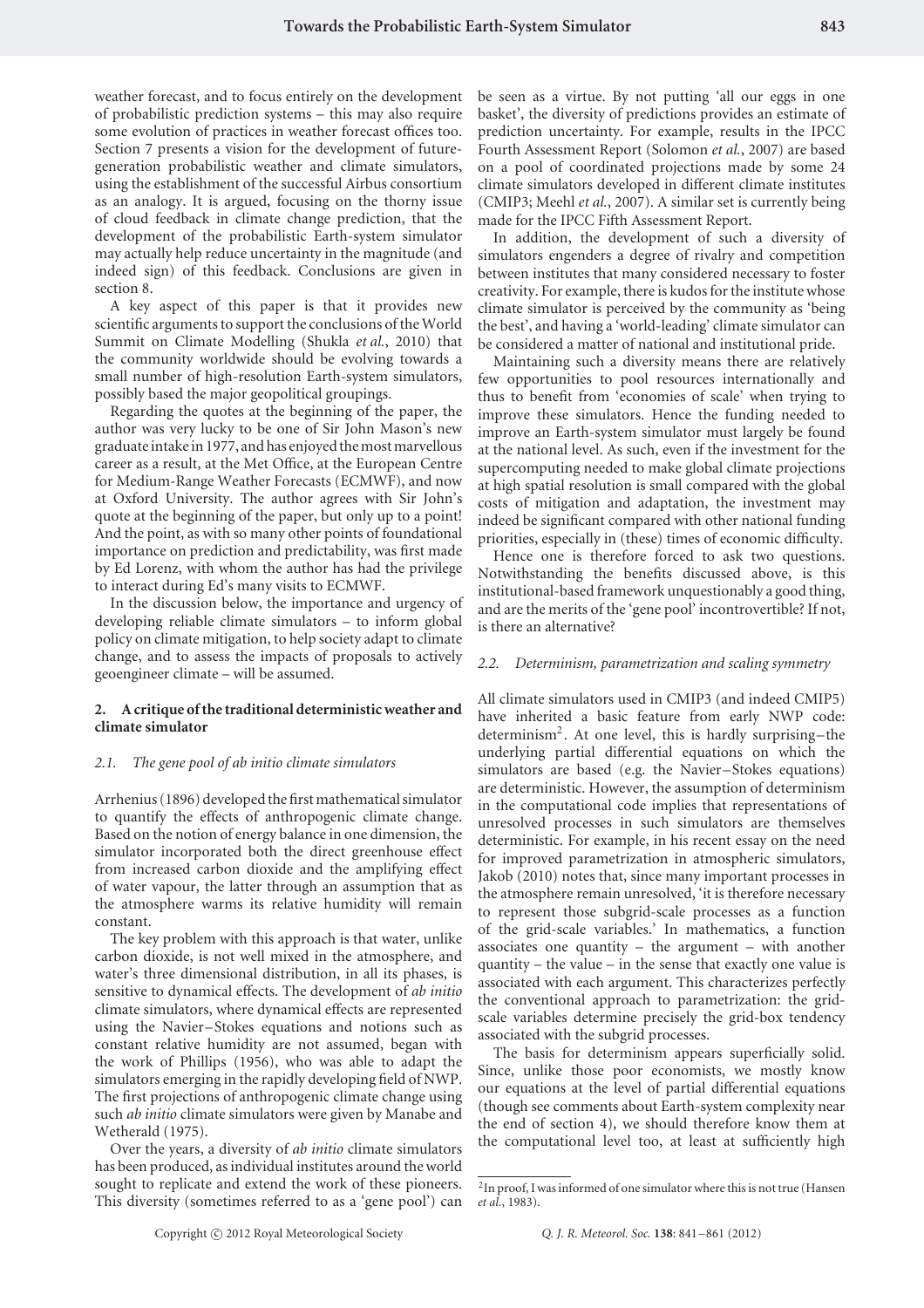weather forecast, and to focus entirely on the development of probabilistic prediction systems – this may also require some evolution of practices in weather forecast offices too. Section 7 presents a vision for the development of future-generation probabilistic weather and climate simulators, using the establishment of the successful Airbus consortium as an analogy. It is argued, focusing on the thorny issue of cloud feedback in climate change prediction, that the development of the probabilistic Earth-system simulator may actually help reduce uncertainty in the magnitude (and indeed sign) of this feedback. Conclusions are given in section 8.

A key aspect of this paper is that it provides new scientific arguments to support the conclusions of the World Summit on Climate Modelling (Shukla *et al.*, 2010) that the community worldwide should be evolving towards a small number of high-resolution Earth-system simulators, possibly based the major geopolitical groupings.

Regarding the quotes at the beginning of the paper, the author was very lucky to be one of Sir John Mason's new graduate intake in 1977, and has enjoyed the most marvellous career as a result, at the Met Office, at the European Centre for Medium-Range Weather Forecasts (ECMWF), and now at Oxford University. The author agrees with Sir John's quote at the beginning of the paper, but only up to a point! And the point, as with so many other points of foundational importance on prediction and predictability, was first made by Ed Lorenz, with whom the author has had the privilege to interact during Ed's many visits to ECMWF.

In the discussion below, the importance and urgency of developing reliable climate simulators – to inform global policy on climate mitigation, to help society adapt to climate change, and to assess the impacts of proposals to actively geoengineer climate – will be assumed.

## 2. A critique of the traditional deterministic weather and climate simulator

### 2.1. The gene pool of *ab initio* climate simulators

Arrhenius (1896) developed the first mathematical simulator to quantify the effects of anthropogenic climate change. Based on the notion of energy balance in one dimension, the simulator incorporated both the direct greenhouse effect from increased carbon dioxide and the amplifying effect of water vapour, the latter through an assumption that as the atmosphere warms its relative humidity will remain constant.

The key problem with this approach is that water, unlike carbon dioxide, is not well mixed in the atmosphere, and water's three dimensional distribution, in all its phases, is sensitive to dynamical effects. The development of *ab initio* climate simulators, where dynamical effects are represented using the Navier–Stokes equations and notions such as constant relative humidity are not assumed, began with the work of Phillips (1956), who was able to adapt the simulators emerging in the rapidly developing field of NWP. The first projections of anthropogenic climate change using such *ab initio* climate simulators were given by Manabe and Wetherald (1975).

Over the years, a diversity of *ab initio* climate simulators has been produced, as individual institutes around the world sought to replicate and extend the work of these pioneers. This diversity (sometimes referred to as a 'gene pool') can be seen as a virtue. By not putting 'all our eggs in one basket', the diversity of predictions provides an estimate of prediction uncertainty. For example, results in the IPCC Fourth Assessment Report (Solomon *et al.*, 2007) are based on a pool of coordinated projections made by some 24 climate simulators developed in different climate institutes (CMIP3; Meehl *et al.*, 2007). A similar set is currently being made for the IPCC Fifth Assessment Report.

In addition, the development of such a diversity of simulators engenders a degree of rivalry and competition between institutes that many considered necessary to foster creativity. For example, there is kudos for the institute whose climate simulator is perceived by the community as 'being the best', and having a 'world-leading' climate simulator can be considered a matter of national and institutional pride.

Maintaining such a diversity means there are relatively few opportunities to pool resources internationally and thus to benefit from 'economies of scale' when trying to improve these simulators. Hence the funding needed to improve an Earth-system simulator must largely be found at the national level. As such, even if the investment for the supercomputing needed to make global climate projections at high spatial resolution is small compared with the global costs of mitigation and adaptation, the investment may indeed be significant compared with other national funding priorities, especially in (these) times of economic difficulty.

Hence one is therefore forced to ask two questions. Notwithstanding the benefits discussed above, is this institutional-based framework unquestionably a good thing, and are the merits of the 'gene pool' incontrovertible? If not, is there an alternative?

### 2.2. Determinism, parametrization and scaling symmetry

All climate simulators used in CMIP3 (and indeed CMIP5) have inherited a basic feature from early NWP code: determinism[2]. At one level, this is hardly surprising – the underlying partial differential equations on which the simulators are based (e.g. the Navier–Stokes equations) are deterministic. However, the assumption of determinism in the computational code implies that representations of unresolved processes in such simulators are themselves deterministic. For example, in his recent essay on the need for improved parametrization in atmospheric simulators, Jakob (2010) notes that, since many important processes in the atmosphere remain unresolved, 'it is therefore necessary to represent those subgrid-scale processes as a function of the grid-scale variables.' In mathematics, a function associates one quantity – the argument – with another quantity – the value – in the sense that exactly one value is associated with each argument. This characterizes perfectly the conventional approach to parametrization: the grid-scale variables determine precisely the grid-box tendency associated with the subgrid processes.

The basis for determinism appears superficially solid. Since, unlike those poor economists, we mostly know our equations at the level of partial differential equations (though see comments about Earth-system complexity near the end of section 4), we should therefore know them at the computational level too, at least at sufficiently high

[2] In proof, I was informed of one simulator where this is not true (Hansen *et al.*, 1983).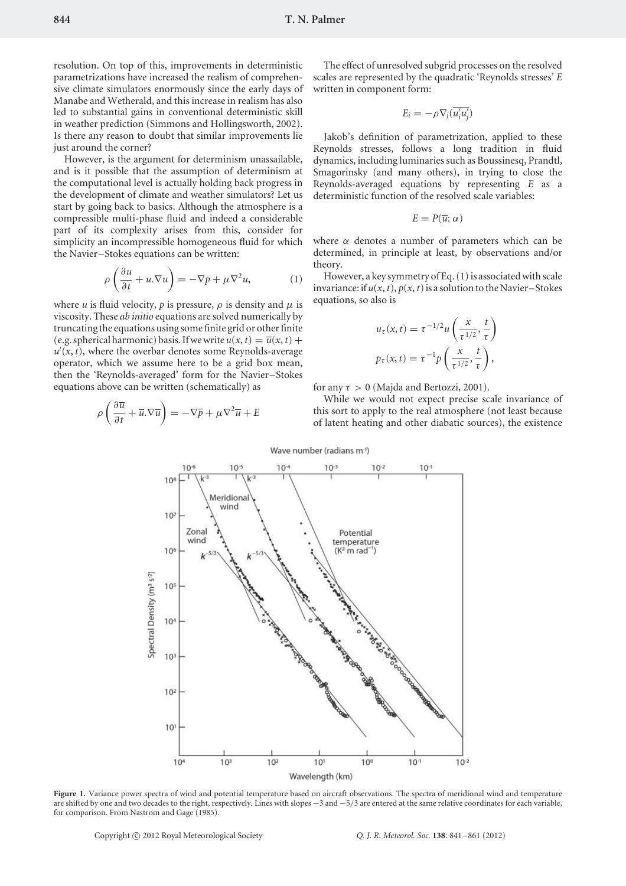resolution. On top of this, improvements in deterministic parametrizations have increased the realism of comprehensive climate simulators enormously since the early days of Manabe and Wetherald, and this increase in realism has also led to substantial gains in conventional deterministic skill in weather prediction (Simmons and Hollingsworth, 2002). Is there any reason to doubt that similar improvements lie just around the corner?

However, is the argument for determinism unassailable, and is it possible that the assumption of determinism at the computational level is actually holding back progress in the development of climate and weather simulators? Let us start by going back to basics. Although the atmosphere is a compressible multi-phase fluid and indeed a considerable part of its complexity arises from this, consider for simplicity an incompressible homogeneous fluid for which the Navier–Stokes equations can be written:

$$\rho\left(\frac{\partial u}{\partial t} + u.\nabla u\right) = -\nabla p + \mu \nabla^2 u, \tag{1}$$

where $u$ is fluid velocity, $p$ is pressure, $\rho$ is density and $\mu$ is viscosity. These *ab initio* equations are solved numerically by truncating the equations using some finite grid or other finite (e.g. spherical harmonic) basis. If we write $u(x,t) = \overline{u}(x,t) + u'(x,t)$, where the overbar denotes some Reynolds-average operator, which we assume here to be a grid box mean, then the 'Reynolds-averaged' form for the Navier–Stokes equations above can be written (schematically) as

$$\rho\left(\frac{\partial \overline{u}}{\partial t} + \overline{u}.\nabla \overline{u}\right) = -\nabla \overline{p} + \mu \nabla^2 \overline{u} + E$$

The effect of unresolved subgrid processes on the resolved scales are represented by the quadratic 'Reynolds stresses' $E$ written in component form:

$$E_i = -\rho \nabla_j (\overline{u_i' u_j'})$$

Jakob's definition of parametrization, applied to these Reynolds stresses, follows a long tradition in fluid dynamics, including luminaries such as Boussinesq, Prandtl, Smagorinsky (and many others), in trying to close the Reynolds-averaged equations by representing $E$ as a deterministic function of the resolved scale variables:

$$E = P(\overline{u}; \alpha)$$

where $\alpha$ denotes a number of parameters which can be determined, in principle at least, by observations and/or theory.

However, a key symmetry of Eq. (1) is associated with scale invariance: if $u(x,t), p(x,t)$ is a solution to the Navier–Stokes equations, so also is

$$u_\tau(x,t) = \tau^{-1/2} u\left(\frac{x}{\tau^{1/2}}, \frac{t}{\tau}\right)$$
$$p_\tau(x,t) = \tau^{-1} p\left(\frac{x}{\tau^{1/2}}, \frac{t}{\tau}\right),$$

for any $\tau > 0$ (Majda and Bertozzi, 2001).

While we would not expect precise scale invariance of this sort to apply to the real atmosphere (not least because of latent heating and other diabatic sources), the existence

**Figure 1.** Variance power spectra of wind and potential temperature based on aircraft observations. The spectra of meridional wind and temperature are shifted by one and two decades to the right, respectively. Lines with slopes −3 and −5/3 are entered at the same relative coordinates for each variable, for comparison. From Nastrom and Gage (1985).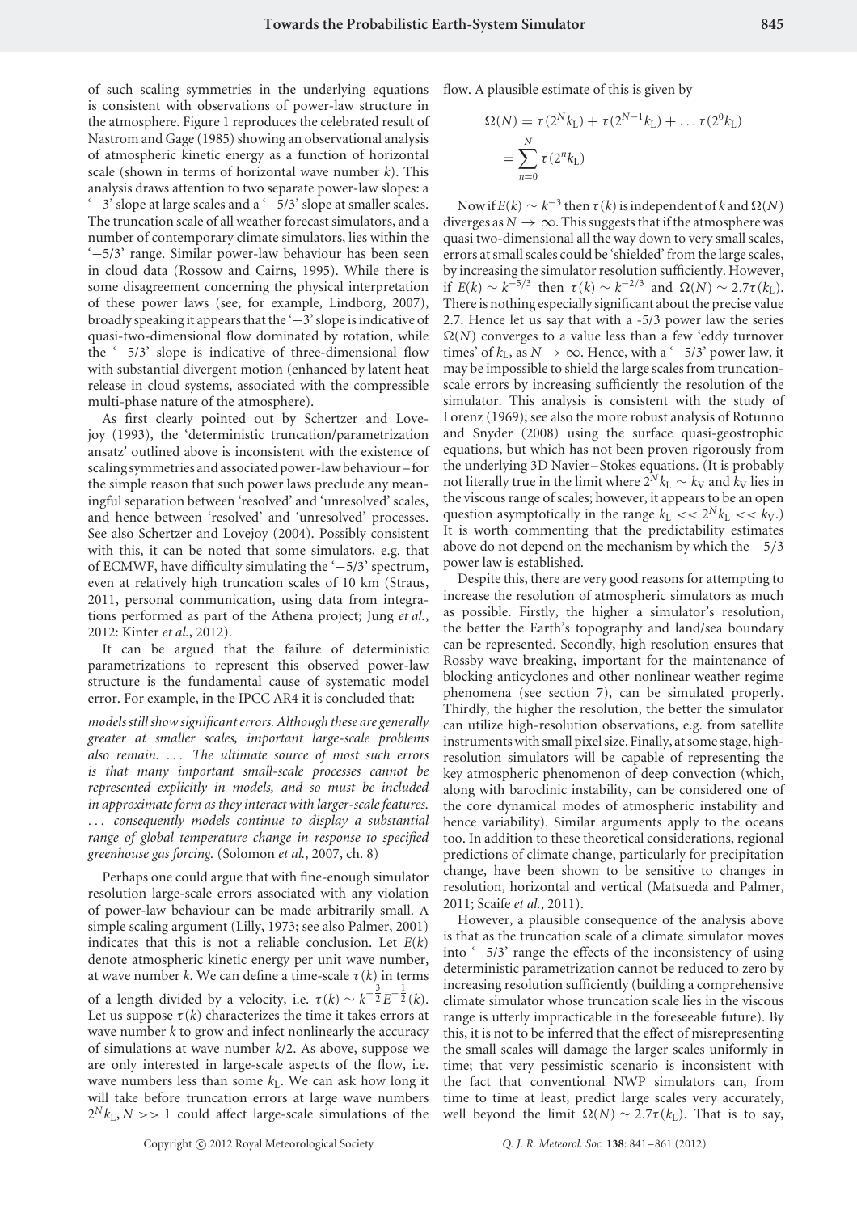of such scaling symmetries in the underlying equations is consistent with observations of power-law structure in the atmosphere. Figure 1 reproduces the celebrated result of Nastrom and Gage (1985) showing an observational analysis of atmospheric kinetic energy as a function of horizontal scale (shown in terms of horizontal wave number $k$). This analysis draws attention to two separate power-law slopes: a '$-3$' slope at large scales and a '$-5/3$' slope at smaller scales. The truncation scale of all weather forecast simulators, and a number of contemporary climate simulators, lies within the '$-5/3$' range. Similar power-law behaviour has been seen in cloud data (Rossow and Cairns, 1995). While there is some disagreement concerning the physical interpretation of these power laws (see, for example, Lindborg, 2007), broadly speaking it appears that the '$-3$' slope is indicative of quasi-two-dimensional flow dominated by rotation, while the '$-5/3$' slope is indicative of three-dimensional flow with substantial divergent motion (enhanced by latent heat release in cloud systems, associated with the compressible multi-phase nature of the atmosphere).

As first clearly pointed out by Schertzer and Lovejoy (1993), the 'deterministic truncation/parametrization ansatz' outlined above is inconsistent with the existence of scaling symmetries and associated power-law behaviour – for the simple reason that such power laws preclude any meaningful separation between 'resolved' and 'unresolved' scales, and hence between 'resolved' and 'unresolved' processes. See also Schertzer and Lovejoy (2004). Possibly consistent with this, it can be noted that some simulators, e.g. that of ECMWF, have difficulty simulating the '$-5/3$' spectrum, even at relatively high truncation scales of 10 km (Straus, 2011, personal communication, using data from integrations performed as part of the Athena project; Jung *et al.*, 2012: Kinter *et al.*, 2012).

It can be argued that the failure of deterministic parametrizations to represent this observed power-law structure is the fundamental cause of systematic model error. For example, in the IPCC AR4 it is concluded that:

*models still show significant errors. Although these are generally greater at smaller scales, important large-scale problems also remain. … The ultimate source of most such errors is that many important small-scale processes cannot be represented explicitly in models, and so must be included in approximate form as they interact with larger-scale features. … consequently models continue to display a substantial range of global temperature change in response to specified greenhouse gas forcing.* (Solomon *et al.*, 2007, ch. 8)

Perhaps one could argue that with fine-enough simulator resolution large-scale errors associated with any violation of power-law behaviour can be made arbitrarily small. A simple scaling argument (Lilly, 1973; see also Palmer, 2001) indicates that this is not a reliable conclusion. Let $E(k)$ denote atmospheric kinetic energy per unit wave number, at wave number $k$. We can define a time-scale $\tau(k)$ in terms of a length divided by a velocity, i.e. $\tau(k) \sim k^{-\frac{3}{2}} E^{-\frac{1}{2}}(k)$. Let us suppose $\tau(k)$ characterizes the time it takes errors at wave number $k$ to grow and infect nonlinearly the accuracy of simulations at wave number $k/2$. As above, suppose we are only interested in large-scale aspects of the flow, i.e. wave numbers less than some $k_L$. We can ask how long it will take before truncation errors at large wave numbers $2^N k_L, N >> 1$ could affect large-scale simulations of the flow. A plausible estimate of this is given by

$$
\begin{aligned}
\Omega(N) &= \tau(2^N k_L) + \tau(2^{N-1} k_L) + \ldots \tau(2^0 k_L) \\
&= \sum_{n=0}^{N} \tau(2^n k_L)
\end{aligned}
$$

Now if $E(k) \sim k^{-3}$ then $\tau(k)$ is independent of $k$ and $\Omega(N)$ diverges as $N \to \infty$. This suggests that if the atmosphere was quasi two-dimensional all the way down to very small scales, errors at small scales could be 'shielded' from the large scales, by increasing the simulator resolution sufficiently. However, if $E(k) \sim k^{-5/3}$ then $\tau(k) \sim k^{-2/3}$ and $\Omega(N) \sim 2.7\tau(k_L)$. There is nothing especially significant about the precise value 2.7. Hence let us say that with a -5/3 power law the series $\Omega(N)$ converges to a value less than a few 'eddy turnover times' of $k_L$, as $N \to \infty$. Hence, with a '$-5/3$' power law, it may be impossible to shield the large scales from truncation-scale errors by increasing sufficiently the resolution of the simulator. This analysis is consistent with the study of Lorenz (1969); see also the more robust analysis of Rotunno and Snyder (2008) using the surface quasi-geostrophic equations, but which has not been proven rigorously from the underlying 3D Navier–Stokes equations. (It is probably not literally true in the limit where $2^N k_L \sim k_V$ and $k_V$ lies in the viscous range of scales; however, it appears to be an open question asymptotically in the range $k_L << 2^N k_L << k_V$.) It is worth commenting that the predictability estimates above do not depend on the mechanism by which the $-5/3$ power law is established.

Despite this, there are very good reasons for attempting to increase the resolution of atmospheric simulators as much as possible. Firstly, the higher a simulator's resolution, the better the Earth's topography and land/sea boundary can be represented. Secondly, high resolution ensures that Rossby wave breaking, important for the maintenance of blocking anticyclones and other nonlinear weather regime phenomena (see section 7), can be simulated properly. Thirdly, the higher the resolution, the better the simulator can utilize high-resolution observations, e.g. from satellite instruments with small pixel size. Finally, at some stage, high-resolution simulators will be capable of representing the key atmospheric phenomenon of deep convection (which, along with baroclinic instability, can be considered one of the core dynamical modes of atmospheric instability and hence variability). Similar arguments apply to the oceans too. In addition to these theoretical considerations, regional predictions of climate change, particularly for precipitation change, have been shown to be sensitive to changes in resolution, horizontal and vertical (Matsueda and Palmer, 2011; Scaife *et al.*, 2011).

However, a plausible consequence of the analysis above is that as the truncation scale of a climate simulator moves into '$-5/3$' range the effects of the inconsistency of using deterministic parametrization cannot be reduced to zero by increasing resolution sufficiently (building a comprehensive climate simulator whose truncation scale lies in the viscous range is utterly impracticable in the foreseeable future). By this, it is not to be inferred that the effect of misrepresenting the small scales will damage the larger scales uniformly in time; that very pessimistic scenario is inconsistent with the fact that conventional NWP simulators can, from time to time at least, predict large scales very accurately, well beyond the limit $\Omega(N) \sim 2.7\tau(k_L)$. That is to say,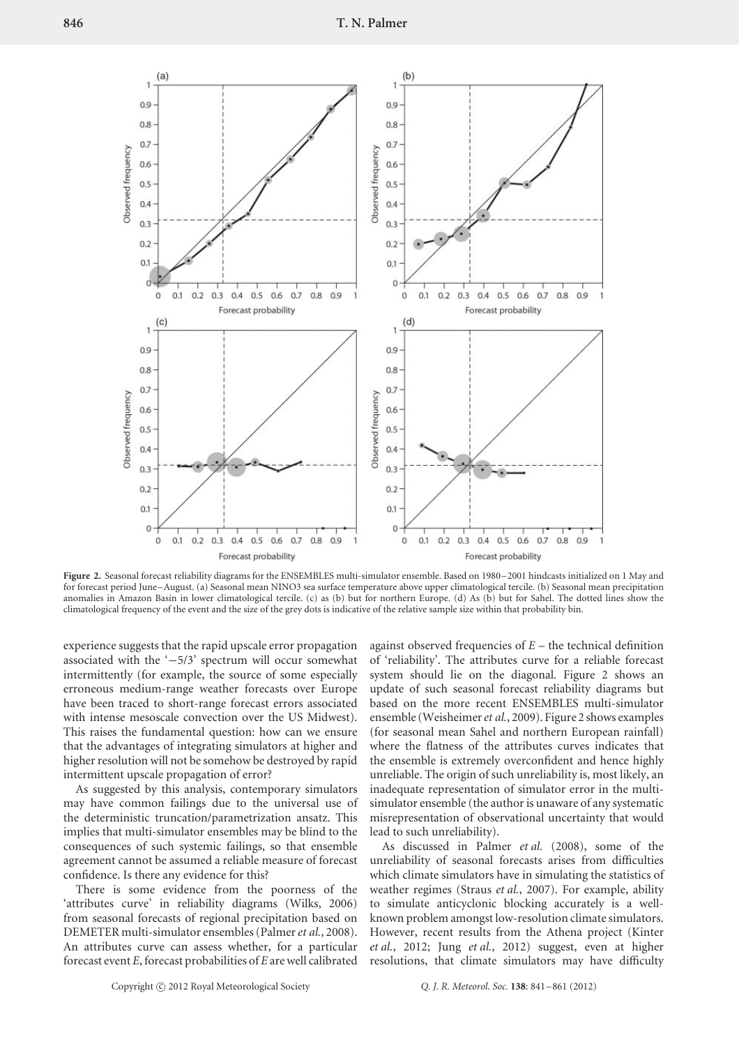**Figure 2.** Seasonal forecast reliability diagrams for the ENSEMBLES multi-simulator ensemble. Based on 1980–2001 hindcasts initialized on 1 May and for forecast period June–August. (a) Seasonal mean NINO3 sea surface temperature above upper climatological tercile. (b) Seasonal mean precipitation anomalies in Amazon Basin in lower climatological tercile. (c) as (b) but for northern Europe. (d) As (b) but for Sahel. The dotted lines show the climatological frequency of the event and the size of the grey dots is indicative of the relative sample size within that probability bin.

experience suggests that the rapid upscale error propagation associated with the '−5/3' spectrum will occur somewhat intermittently (for example, the source of some especially erroneous medium-range weather forecasts over Europe have been traced to short-range forecast errors associated with intense mesoscale convection over the US Midwest). This raises the fundamental question: how can we ensure that the advantages of integrating simulators at higher and higher resolution will not be somehow be destroyed by rapid intermittent upscale propagation of error?

As suggested by this analysis, contemporary simulators may have common failings due to the universal use of the deterministic truncation/parametrization ansatz. This implies that multi-simulator ensembles may be blind to the consequences of such systemic failings, so that ensemble agreement cannot be assumed a reliable measure of forecast confidence. Is there any evidence for this?

There is some evidence from the poorness of the 'attributes curve' in reliability diagrams (Wilks, 2006) from seasonal forecasts of regional precipitation based on DEMETER multi-simulator ensembles (Palmer *et al.*, 2008). An attributes curve can assess whether, for a particular forecast event $E$, forecast probabilities of $E$ are well calibrated against observed frequencies of $E$ – the technical definition of 'reliability'. The attributes curve for a reliable forecast system should lie on the diagonal. Figure 2 shows an update of such seasonal forecast reliability diagrams but based on the more recent ENSEMBLES multi-simulator ensemble (Weisheimer *et al.*, 2009). Figure 2 shows examples (for seasonal mean Sahel and northern European rainfall) where the flatness of the attributes curves indicates that the ensemble is extremely overconfident and hence highly unreliable. The origin of such unreliability is, most likely, an inadequate representation of simulator error in the multi-simulator ensemble (the author is unaware of any systematic misrepresentation of observational uncertainty that would lead to such unreliability).

As discussed in Palmer *et al.* (2008), some of the unreliability of seasonal forecasts arises from difficulties which climate simulators have in simulating the statistics of weather regimes (Straus *et al.*, 2007). For example, ability to simulate anticyclonic blocking accurately is a well-known problem amongst low-resolution climate simulators. However, recent results from the Athena project (Kinter *et al.*, 2012; Jung *et al.*, 2012) suggest, even at higher resolutions, that climate simulators may have difficulty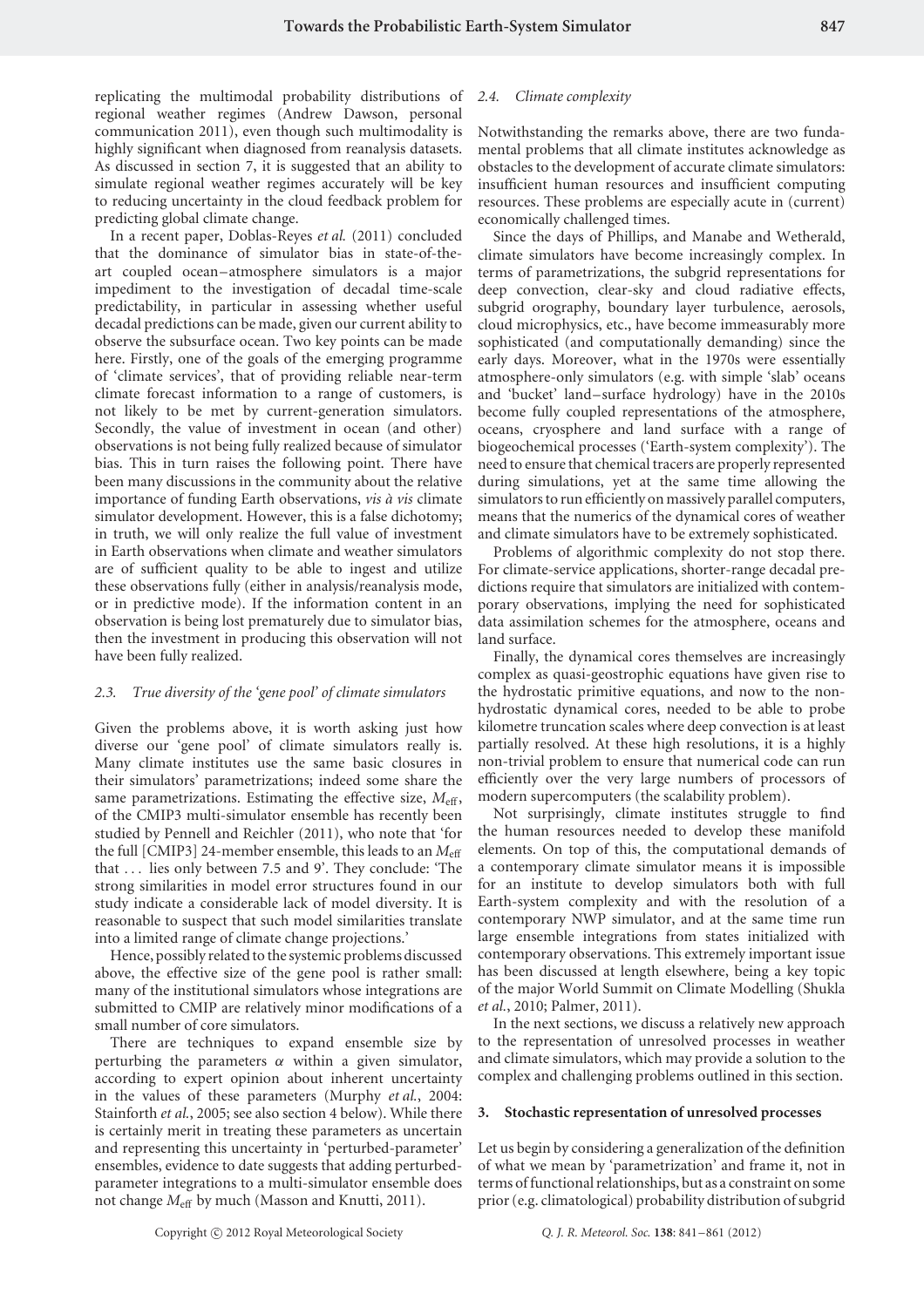replicating the multimodal probability distributions of regional weather regimes (Andrew Dawson, personal communication 2011), even though such multimodality is highly significant when diagnosed from reanalysis datasets. As discussed in section 7, it is suggested that an ability to simulate regional weather regimes accurately will be key to reducing uncertainty in the cloud feedback problem for predicting global climate change.

In a recent paper, Doblas-Reyes *et al.* (2011) concluded that the dominance of simulator bias in state-of-the-art coupled ocean–atmosphere simulators is a major impediment to the investigation of decadal time-scale predictability, in particular in assessing whether useful decadal predictions can be made, given our current ability to observe the subsurface ocean. Two key points can be made here. Firstly, one of the goals of the emerging programme of 'climate services', that of providing reliable near-term climate forecast information to a range of customers, is not likely to be met by current-generation simulators. Secondly, the value of investment in ocean (and other) observations is not being fully realized because of simulator bias. This in turn raises the following point. There have been many discussions in the community about the relative importance of funding Earth observations, *vis à vis* climate simulator development. However, this is a false dichotomy; in truth, we will only realize the full value of investment in Earth observations when climate and weather simulators are of sufficient quality to be able to ingest and utilize these observations fully (either in analysis/reanalysis mode, or in predictive mode). If the information content in an observation is being lost prematurely due to simulator bias, then the investment in producing this observation will not have been fully realized.

### 2.3. True diversity of the 'gene pool' of climate simulators

Given the problems above, it is worth asking just how diverse our 'gene pool' of climate simulators really is. Many climate institutes use the same basic closures in their simulators' parametrizations; indeed some share the same parametrizations. Estimating the effective size, $M_{\text{eff}}$, of the CMIP3 multi-simulator ensemble has recently been studied by Pennell and Reichler (2011), who note that 'for the full [CMIP3] 24-member ensemble, this leads to an $M_{\text{eff}}$ that ... lies only between 7.5 and 9'. They conclude: 'The strong similarities in model error structures found in our study indicate a considerable lack of model diversity. It is reasonable to suspect that such model similarities translate into a limited range of climate change projections.'

Hence, possibly related to the systemic problems discussed above, the effective size of the gene pool is rather small: many of the institutional simulators whose integrations are submitted to CMIP are relatively minor modifications of a small number of core simulators.

There are techniques to expand ensemble size by perturbing the parameters $\alpha$ within a given simulator, according to expert opinion about inherent uncertainty in the values of these parameters (Murphy *et al.*, 2004: Stainforth *et al.*, 2005; see also section 4 below). While there is certainly merit in treating these parameters as uncertain and representing this uncertainty in 'perturbed-parameter' ensembles, evidence to date suggests that adding perturbed-parameter integrations to a multi-simulator ensemble does not change $M_{\text{eff}}$ by much (Masson and Knutti, 2011).

### 2.4. Climate complexity

Notwithstanding the remarks above, there are two fundamental problems that all climate institutes acknowledge as obstacles to the development of accurate climate simulators: insufficient human resources and insufficient computing resources. These problems are especially acute in (current) economically challenged times.

Since the days of Phillips, and Manabe and Wetherald, climate simulators have become increasingly complex. In terms of parametrizations, the subgrid representations for deep convection, clear-sky and cloud radiative effects, subgrid orography, boundary layer turbulence, aerosols, cloud microphysics, etc., have become immeasurably more sophisticated (and computationally demanding) since the early days. Moreover, what in the 1970s were essentially atmosphere-only simulators (e.g. with simple 'slab' oceans and 'bucket' land–surface hydrology) have in the 2010s become fully coupled representations of the atmosphere, oceans, cryosphere and land surface with a range of biogeochemical processes ('Earth-system complexity'). The need to ensure that chemical tracers are properly represented during simulations, yet at the same time allowing the simulators to run efficiently on massively parallel computers, means that the numerics of the dynamical cores of weather and climate simulators have to be extremely sophisticated.

Problems of algorithmic complexity do not stop there. For climate-service applications, shorter-range decadal predictions require that simulators are initialized with contemporary observations, implying the need for sophisticated data assimilation schemes for the atmosphere, oceans and land surface.

Finally, the dynamical cores themselves are increasingly complex as quasi-geostrophic equations have given rise to the hydrostatic primitive equations, and now to the non-hydrostatic dynamical cores, needed to be able to probe kilometre truncation scales where deep convection is at least partially resolved. At these high resolutions, it is a highly non-trivial problem to ensure that numerical code can run efficiently over the very large numbers of processors of modern supercomputers (the scalability problem).

Not surprisingly, climate institutes struggle to find the human resources needed to develop these manifold elements. On top of this, the computational demands of a contemporary climate simulator means it is impossible for an institute to develop simulators both with full Earth-system complexity and with the resolution of a contemporary NWP simulator, and at the same time run large ensemble integrations from states initialized with contemporary observations. This extremely important issue has been discussed at length elsewhere, being a key topic of the major World Summit on Climate Modelling (Shukla *et al.*, 2010; Palmer, 2011).

In the next sections, we discuss a relatively new approach to the representation of unresolved processes in weather and climate simulators, which may provide a solution to the complex and challenging problems outlined in this section.

## 3. Stochastic representation of unresolved processes

Let us begin by considering a generalization of the definition of what we mean by 'parametrization' and frame it, not in terms of functional relationships, but as a constraint on some prior (e.g. climatological) probability distribution of subgrid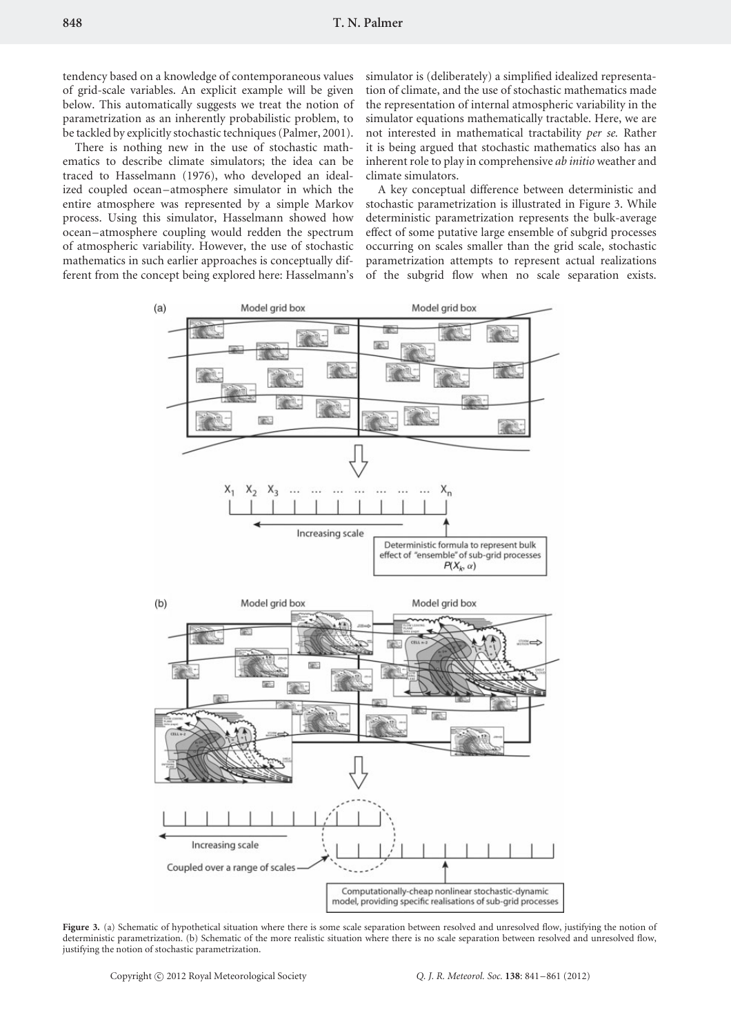tendency based on a knowledge of contemporaneous values of grid-scale variables. An explicit example will be given below. This automatically suggests we treat the notion of parametrization as an inherently probabilistic problem, to be tackled by explicitly stochastic techniques (Palmer, 2001).

There is nothing new in the use of stochastic mathematics to describe climate simulators; the idea can be traced to Hasselmann (1976), who developed an idealized coupled ocean–atmosphere simulator in which the entire atmosphere was represented by a simple Markov process. Using this simulator, Hasselmann showed how ocean–atmosphere coupling would redden the spectrum of atmospheric variability. However, the use of stochastic mathematics in such earlier approaches is conceptually different from the concept being explored here: Hasselmann's simulator is (deliberately) a simplified idealized representation of climate, and the use of stochastic mathematics made the representation of internal atmospheric variability in the simulator equations mathematically tractable. Here, we are not interested in mathematical tractability *per se.* Rather it is being argued that stochastic mathematics also has an inherent role to play in comprehensive *ab initio* weather and climate simulators.

A key conceptual difference between deterministic and stochastic parametrization is illustrated in Figure 3. While deterministic parametrization represents the bulk-average effect of some putative large ensemble of subgrid processes occurring on scales smaller than the grid scale, stochastic parametrization attempts to represent actual realizations of the subgrid flow when no scale separation exists.

**Figure 3.** (a) Schematic of hypothetical situation where there is some scale separation between resolved and unresolved flow, justifying the notion of deterministic parametrization. (b) Schematic of the more realistic situation where there is no scale separation between resolved and unresolved flow, justifying the notion of stochastic parametrization.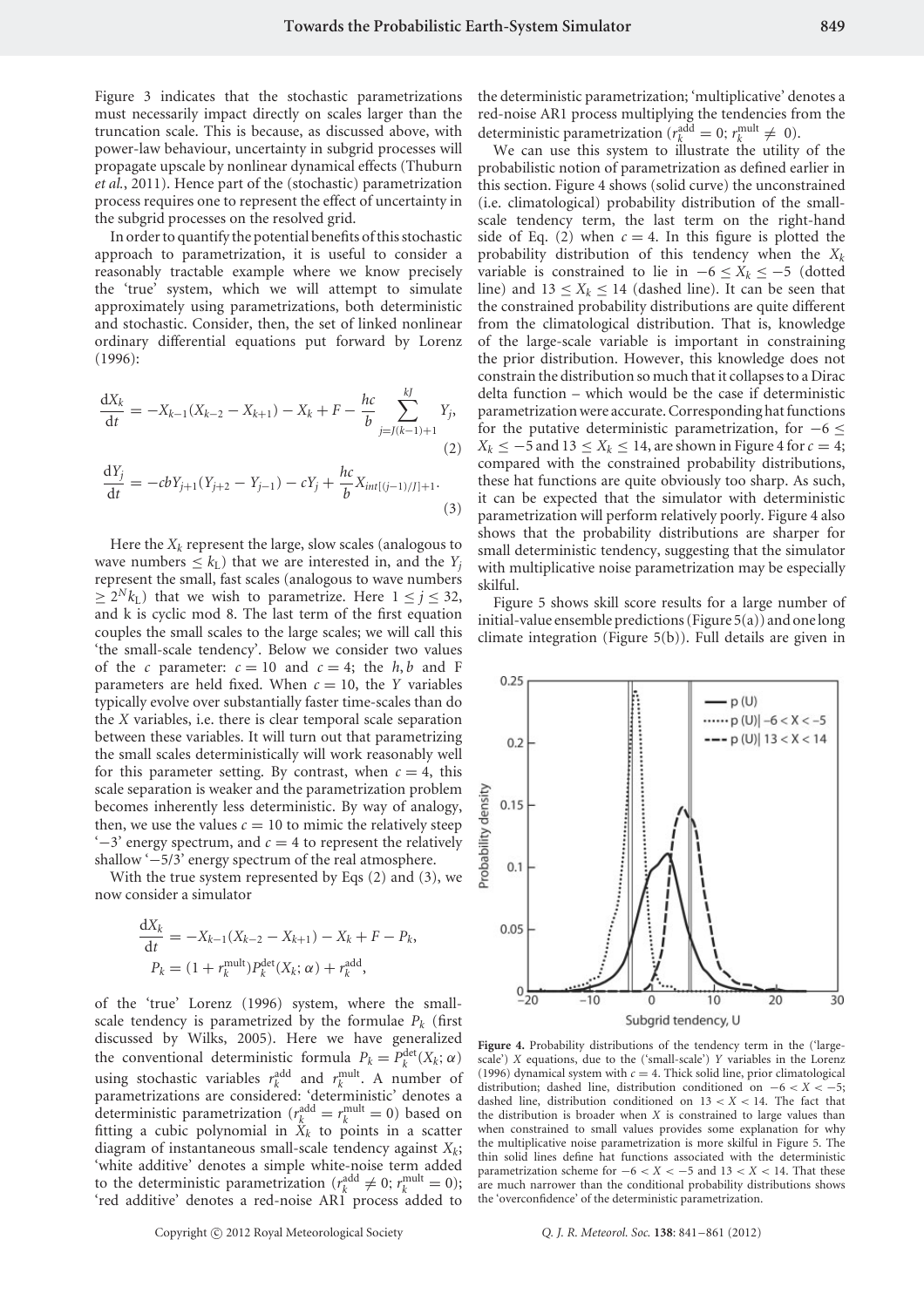Figure 3 indicates that the stochastic parametrizations must necessarily impact directly on scales larger than the truncation scale. This is because, as discussed above, with power-law behaviour, uncertainty in subgrid processes will propagate upscale by nonlinear dynamical effects (Thuburn *et al.*, 2011). Hence part of the (stochastic) parametrization process requires one to represent the effect of uncertainty in the subgrid processes on the resolved grid.

In order to quantify the potential benefits of this stochastic approach to parametrization, it is useful to consider a reasonably tractable example where we know precisely the 'true' system, which we will attempt to simulate approximately using parametrizations, both deterministic and stochastic. Consider, then, the set of linked nonlinear ordinary differential equations put forward by Lorenz (1996):

$$\frac{dX_k}{dt} = -X_{k-1}(X_{k-2} - X_{k+1}) - X_k + F - \frac{hc}{b}\sum_{j=J(k-1)+1}^{kJ} Y_j, \tag{2}$$

$$\frac{dY_j}{dt} = -cbY_{j+1}(Y_{j+2} - Y_{j-1}) - cY_j + \frac{hc}{b}X_{int[(j-1)/J]+1}. \tag{3}$$

Here the $X_k$ represent the large, slow scales (analogous to wave numbers $\leq k_L$) that we are interested in, and the $Y_j$ represent the small, fast scales (analogous to wave numbers $\geq 2^N k_L$) that we wish to parametrize. Here $1 \leq j \leq 32$, and k is cyclic mod 8. The last term of the first equation couples the small scales to the large scales; we will call this 'the small-scale tendency'. Below we consider two values of the $c$ parameter: $c = 10$ and $c = 4$; the $h, b$ and F parameters are held fixed. When $c = 10$, the $Y$ variables typically evolve over substantially faster time-scales than do the $X$ variables, i.e. there is clear temporal scale separation between these variables. It will turn out that parametrizing the small scales deterministically will work reasonably well for this parameter setting. By contrast, when $c = 4$, this scale separation is weaker and the parametrization problem becomes inherently less deterministic. By way of analogy, then, we use the values $c = 10$ to mimic the relatively steep '−3' energy spectrum, and $c = 4$ to represent the relatively shallow '−5/3' energy spectrum of the real atmosphere.

With the true system represented by Eqs (2) and (3), we now consider a simulator

$$\frac{dX_k}{dt} = -X_{k-1}(X_{k-2} - X_{k+1}) - X_k + F - P_k,$$
$$P_k = (1 + r_k^{\text{mult}})P_k^{\text{det}}(X_k; \alpha) + r_k^{\text{add}},$$

of the 'true' Lorenz (1996) system, where the small-scale tendency is parametrized by the formulae $P_k$ (first discussed by Wilks, 2005). Here we have generalized the conventional deterministic formula $P_k = P_k^{\text{det}}(X_k; \alpha)$ using stochastic variables $r_k^{\text{add}}$ and $r_k^{\text{mult}}$. A number of parametrizations are considered: 'deterministic' denotes a deterministic parametrization ($r_k^{\text{add}} = r_k^{\text{mult}} = 0$) based on fitting a cubic polynomial in $X_k$ to points in a scatter diagram of instantaneous small-scale tendency against $X_k$; 'white additive' denotes a simple white-noise term added to the deterministic parametrization ($r_k^{\text{add}} \neq 0; r_k^{\text{mult}} = 0$); 'red additive' denotes a red-noise AR1 process added to the deterministic parametrization; 'multiplicative' denotes a red-noise AR1 process multiplying the tendencies from the deterministic parametrization ($r_k^{\text{add}} = 0; r_k^{\text{mult}} \neq 0$).

We can use this system to illustrate the utility of the probabilistic notion of parametrization as defined earlier in this section. Figure 4 shows (solid curve) the unconstrained (i.e. climatological) probability distribution of the small-scale tendency term, the last term on the right-hand side of Eq. (2) when $c = 4$. In this figure is plotted the probability distribution of this tendency when the $X_k$ variable is constrained to lie in $-6 \leq X_k \leq -5$ (dotted line) and $13 \leq X_k \leq 14$ (dashed line). It can be seen that the constrained probability distributions are quite different from the climatological distribution. That is, knowledge of the large-scale variable is important in constraining the prior distribution. However, this knowledge does not constrain the distribution so much that it collapses to a Dirac delta function – which would be the case if deterministic parametrization were accurate. Corresponding hat functions for the putative deterministic parametrization, for $-6 \leq X_k \leq -5$ and $13 \leq X_k \leq 14$, are shown in Figure 4 for $c = 4$; compared with the constrained probability distributions, these hat functions are quite obviously too sharp. As such, it can be expected that the simulator with deterministic parametrization will perform relatively poorly. Figure 4 also shows that the probability distributions are sharper for small deterministic tendency, suggesting that the simulator with multiplicative noise parametrization may be especially skilful.

Figure 5 shows skill score results for a large number of initial-value ensemble predictions (Figure 5(a)) and one long climate integration (Figure 5(b)). Full details are given in

**Figure 4.** Probability distributions of the tendency term in the ('large-scale') $X$ equations, due to the ('small-scale') $Y$ variables in the Lorenz (1996) dynamical system with $c = 4$. Thick solid line, prior climatological distribution; dashed line, distribution conditioned on $-6 < X < -5$; dashed line, distribution conditioned on $13 < X < 14$. The fact that the distribution is broader when $X$ is constrained to large values than when constrained to small values provides some explanation for why the multiplicative noise parametrization is more skilful in Figure 5. The thin solid lines define hat functions associated with the deterministic parametrization scheme for $-6 < X < -5$ and $13 < X < 14$. That these are much narrower than the conditional probability distributions shows the 'overconfidence' of the deterministic parametrization.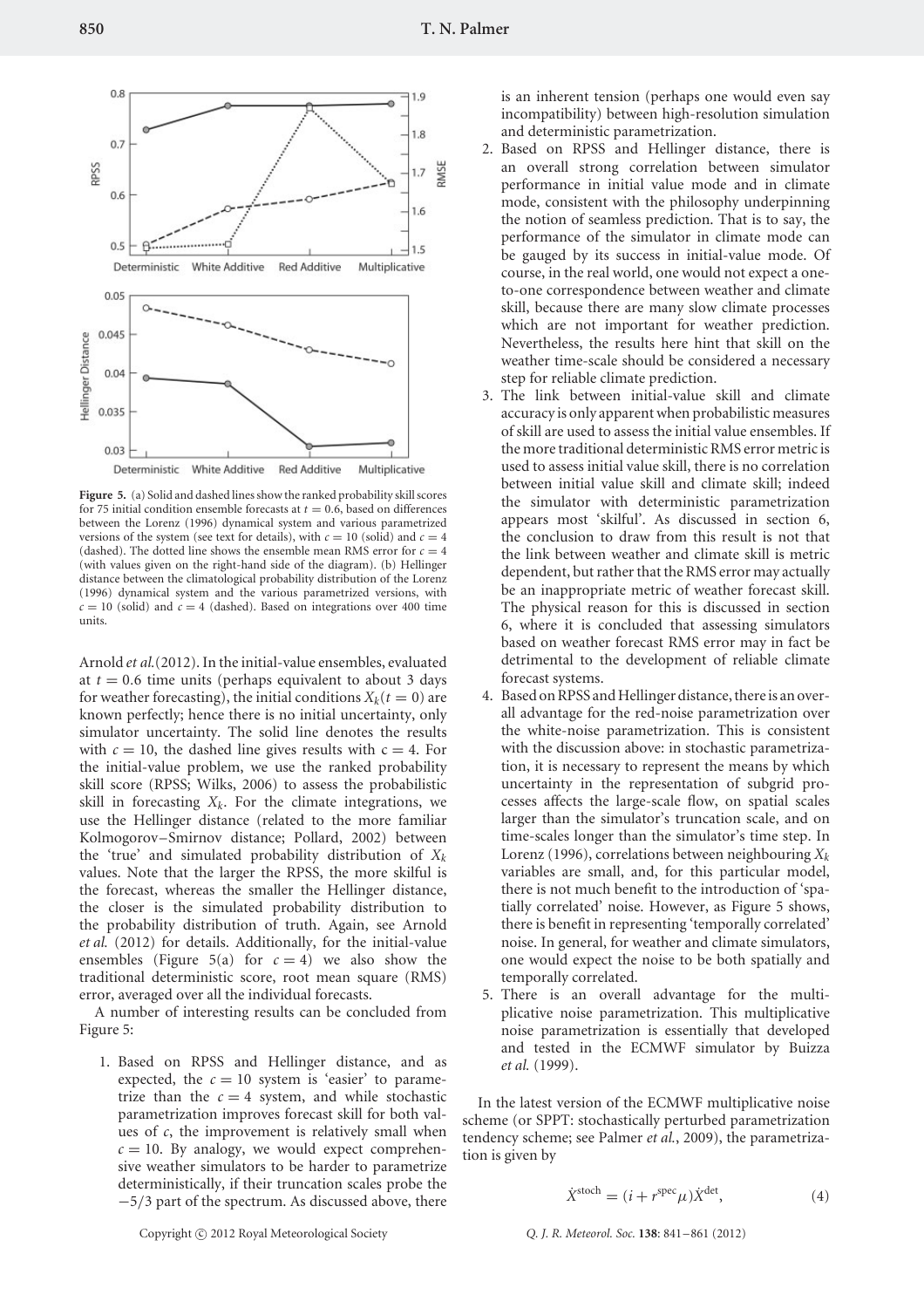**Figure 5.** (a) Solid and dashed lines show the ranked probability skill scores for 75 initial condition ensemble forecasts at $t = 0.6$, based on differences between the Lorenz (1996) dynamical system and various parametrized versions of the system (see text for details), with $c = 10$ (solid) and $c = 4$ (dashed). The dotted line shows the ensemble mean RMS error for $c = 4$ (with values given on the right-hand side of the diagram). (b) Hellinger distance between the climatological probability distribution of the Lorenz (1996) dynamical system and the various parametrized versions, with $c = 10$ (solid) and $c = 4$ (dashed). Based on integrations over 400 time units.

Arnold *et al.* (2012). In the initial-value ensembles, evaluated at $t = 0.6$ time units (perhaps equivalent to about 3 days for weather forecasting), the initial conditions $X_k(t = 0)$ are known perfectly; hence there is no initial uncertainty, only simulator uncertainty. The solid line denotes the results with $c = 10$, the dashed line gives results with $c = 4$. For the initial-value problem, we use the ranked probability skill score (RPSS; Wilks, 2006) to assess the probabilistic skill in forecasting $X_k$. For the climate integrations, we use the Hellinger distance (related to the more familiar Kolmogorov–Smirnov distance; Pollard, 2002) between the 'true' and simulated probability distribution of $X_k$ values. Note that the larger the RPSS, the more skilful is the forecast, whereas the smaller the Hellinger distance, the closer is the simulated probability distribution to the probability distribution of truth. Again, see Arnold *et al.* (2012) for details. Additionally, for the initial-value ensembles (Figure 5(a) for $c = 4$) we also show the traditional deterministic score, root mean square (RMS) error, averaged over all the individual forecasts.

A number of interesting results can be concluded from Figure 5:

1. Based on RPSS and Hellinger distance, and as expected, the $c = 10$ system is 'easier' to parametrize than the $c = 4$ system, and while stochastic parametrization improves forecast skill for both values of $c$, the improvement is relatively small when $c = 10$. By analogy, we would expect comprehensive weather simulators to be harder to parametrize deterministically, if their truncation scales probe the $-5/3$ part of the spectrum. As discussed above, there is an inherent tension (perhaps one would even say incompatibility) between high-resolution simulation and deterministic parametrization.
2. Based on RPSS and Hellinger distance, there is an overall strong correlation between simulator performance in initial value mode and in climate mode, consistent with the philosophy underpinning the notion of seamless prediction. That is to say, the performance of the simulator in climate mode can be gauged by its success in initial-value mode. Of course, in the real world, one would not expect a one-to-one correspondence between weather and climate skill, because there are many slow climate processes which are not important for weather prediction. Nevertheless, the results here hint that skill on the weather time-scale should be considered a necessary step for reliable climate prediction.
3. The link between initial-value skill and climate accuracy is only apparent when probabilistic measures of skill are used to assess the initial value ensembles. If the more traditional deterministic RMS error metric is used to assess initial value skill, there is no correlation between initial value skill and climate skill; indeed the simulator with deterministic parametrization appears most 'skilful'. As discussed in section 6, the conclusion to draw from this result is not that the link between weather and climate skill is metric dependent, but rather that the RMS error may actually be an inappropriate metric of weather forecast skill. The physical reason for this is discussed in section 6, where it is concluded that assessing simulators based on weather forecast RMS error may in fact be detrimental to the development of reliable climate forecast systems.
4. Based on RPSS and Hellinger distance, there is an overall advantage for the red-noise parametrization over the white-noise parametrization. This is consistent with the discussion above: in stochastic parametrization, it is necessary to represent the means by which uncertainty in the representation of subgrid processes affects the large-scale flow, on spatial scales larger than the simulator's truncation scale, and on time-scales longer than the simulator's time step. In Lorenz (1996), correlations between neighbouring $X_k$ variables are small, and, for this particular model, there is not much benefit to the introduction of 'spatially correlated' noise. However, as Figure 5 shows, there is benefit in representing 'temporally correlated' noise. In general, for weather and climate simulators, one would expect the noise to be both spatially and temporally correlated.
5. There is an overall advantage for the multiplicative noise parametrization. This multiplicative noise parametrization is essentially that developed and tested in the ECMWF simulator by Buizza *et al.* (1999).

In the latest version of the ECMWF multiplicative noise scheme (or SPPT: stochastically perturbed parametrization tendency scheme; see Palmer *et al.*, 2009), the parametrization is given by

$$\dot{X}^{\text{stoch}} = (i + r^{\text{spec}}\mu)\dot{X}^{\text{det}}, \tag{4}$$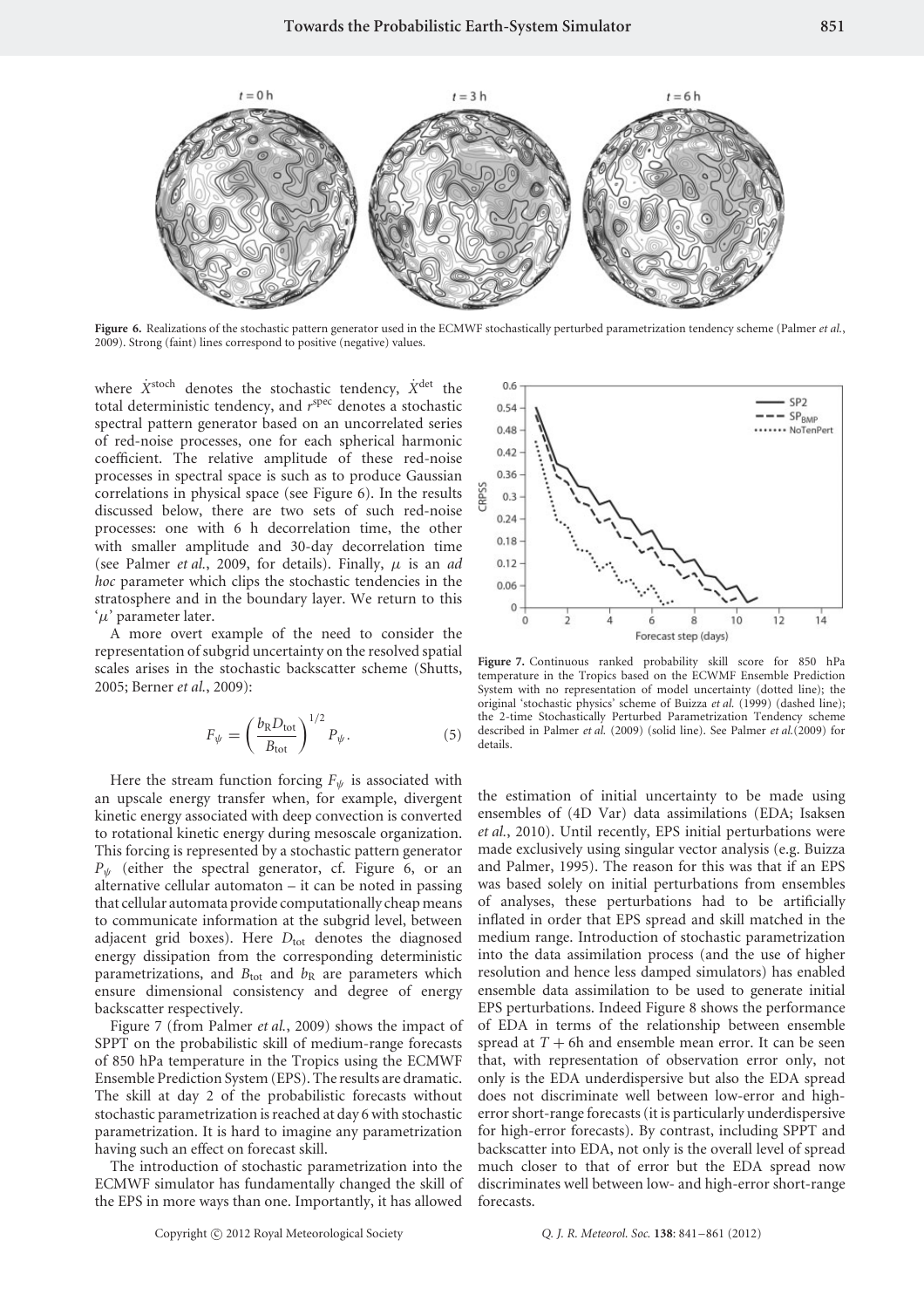**Figure 6.** Realizations of the stochastic pattern generator used in the ECMWF stochastically perturbed parametrization tendency scheme (Palmer *et al.*, 2009). Strong (faint) lines correspond to positive (negative) values.

where $\dot{X}^{\rm stoch}$ denotes the stochastic tendency, $\dot{X}^{\rm det}$ the total deterministic tendency, and $r^{\rm spec}$ denotes a stochastic spectral pattern generator based on an uncorrelated series of red-noise processes, one for each spherical harmonic coefficient. The relative amplitude of these red-noise processes in spectral space is such as to produce Gaussian correlations in physical space (see Figure 6). In the results discussed below, there are two sets of such red-noise processes: one with 6 h decorrelation time, the other with smaller amplitude and 30-day decorrelation time (see Palmer *et al.*, 2009, for details). Finally, $\mu$ is an *ad hoc* parameter which clips the stochastic tendencies in the stratosphere and in the boundary layer. We return to this '$\mu$' parameter later.

A more overt example of the need to consider the representation of subgrid uncertainty on the resolved spatial scales arises in the stochastic backscatter scheme (Shutts, 2005; Berner *et al.*, 2009):

$$F_\psi = \left( \frac{b_{\rm R} D_{\rm tot}}{B_{\rm tot}} \right)^{1/2} P_\psi . \qquad (5)$$

Here the stream function forcing $F_\psi$ is associated with an upscale energy transfer when, for example, divergent kinetic energy associated with deep convection is converted to rotational kinetic energy during mesoscale organization. This forcing is represented by a stochastic pattern generator $P_\psi$ (either the spectral generator, cf. Figure 6, or an alternative cellular automaton – it can be noted in passing that cellular automata provide computationally cheap means to communicate information at the subgrid level, between adjacent grid boxes). Here $D_{\rm tot}$ denotes the diagnosed energy dissipation from the corresponding deterministic parametrizations, and $B_{\rm tot}$ and $b_{\rm R}$ are parameters which ensure dimensional consistency and degree of energy backscatter respectively.

Figure 7 (from Palmer *et al.*, 2009) shows the impact of SPPT on the probabilistic skill of medium-range forecasts of 850 hPa temperature in the Tropics using the ECMWF Ensemble Prediction System (EPS). The results are dramatic. The skill at day 2 of the probabilistic forecasts without stochastic parametrization is reached at day 6 with stochastic parametrization. It is hard to imagine any parametrization having such an effect on forecast skill.

The introduction of stochastic parametrization into the ECMWF simulator has fundamentally changed the skill of the EPS in more ways than one. Importantly, it has allowed the estimation of initial uncertainty to be made using ensembles of (4D Var) data assimilations (EDA; Isaksen *et al.*, 2010). Until recently, EPS initial perturbations were made exclusively using singular vector analysis (e.g. Buizza and Palmer, 1995). The reason for this was that if an EPS was based solely on initial perturbations from ensembles of analyses, these perturbations had to be artificially inflated in order that EPS spread and skill matched in the medium range. Introduction of stochastic parametrization into the data assimilation process (and the use of higher resolution and hence less damped simulators) has enabled ensemble data assimilation to be used to generate initial EPS perturbations. Indeed Figure 8 shows the performance of EDA in terms of the relationship between ensemble spread at $T + 6$h and ensemble mean error. It can be seen that, with representation of observation error only, not only is the EDA underdispersive but also the EDA spread does not discriminate well between low-error and high-error short-range forecasts (it is particularly underdispersive for high-error forecasts). By contrast, including SPPT and backscatter into EDA, not only is the overall level of spread much closer to that of error but the EDA spread now discriminates well between low- and high-error short-range forecasts.

**Figure 7.** Continuous ranked probability skill score for 850 hPa temperature in the Tropics based on the ECWMF Ensemble Prediction System with no representation of model uncertainty (dotted line); the original 'stochastic physics' scheme of Buizza *et al.* (1999) (dashed line); the 2-time Stochastically Perturbed Parametrization Tendency scheme described in Palmer *et al.* (2009) (solid line). See Palmer *et al.*(2009) for details.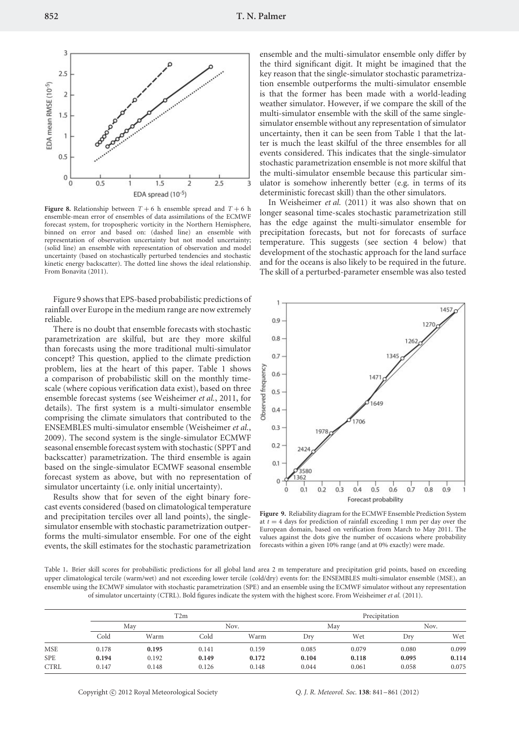**Figure 8.** Relationship between $T + 6$ h ensemble spread and $T + 6$ h ensemble-mean error of ensembles of data assimilations of the ECMWF forecast system, for tropospheric vorticity in the Northern Hemisphere, binned on error and based on: (dashed line) an ensemble with representation of observation uncertainty but not model uncertainty; (solid line) an ensemble with representation of observation and model uncertainty (based on stochastically perturbed tendencies and stochastic kinetic energy backscatter). The dotted line shows the ideal relationship. From Bonavita (2011).

Figure 9 shows that EPS-based probabilistic predictions of rainfall over Europe in the medium range are now extremely reliable.

There is no doubt that ensemble forecasts with stochastic parametrization are skilful, but are they more skilful than forecasts using the more traditional multi-simulator concept? This question, applied to the climate prediction problem, lies at the heart of this paper. Table 1 shows a comparison of probabilistic skill on the monthly time-scale (where copious verification data exist), based on three ensemble forecast systems (see Weisheimer *et al.*, 2011, for details). The first system is a multi-simulator ensemble comprising the climate simulators that contributed to the ENSEMBLES multi-simulator ensemble (Weisheimer *et al.*, 2009). The second system is the single-simulator ECMWF seasonal ensemble forecast system with stochastic (SPPT and backscatter) parametrization. The third ensemble is again based on the single-simulator ECMWF seasonal ensemble forecast system as above, but with no representation of simulator uncertainty (i.e. only initial uncertainty).

Results show that for seven of the eight binary forecast events considered (based on climatological temperature and precipitation terciles over all land points), the single-simulator ensemble with stochastic parametrization outperforms the multi-simulator ensemble. For one of the eight events, the skill estimates for the stochastic parametrization ensemble and the multi-simulator ensemble only differ by the third significant digit. It might be imagined that the key reason that the single-simulator stochastic parametrization ensemble outperforms the multi-simulator ensemble is that the former has been made with a world-leading weather simulator. However, if we compare the skill of the multi-simulator ensemble with the skill of the same single-simulator ensemble without any representation of simulator uncertainty, then it can be seen from Table 1 that the latter is much the least skilful of the three ensembles for all events considered. This indicates that the single-simulator stochastic parametrization ensemble is not more skilful that the multi-simulator ensemble because this particular simulator is somehow inherently better (e.g. in terms of its deterministic forecast skill) than the other simulators.

In Weisheimer *et al.* (2011) it was also shown that on longer seasonal time-scales stochastic parametrization still has the edge against the multi-simulator ensemble for precipitation forecasts, but not for forecasts of surface temperature. This suggests (see section 4 below) that development of the stochastic approach for the land surface and for the oceans is also likely to be required in the future. The skill of a perturbed-parameter ensemble was also tested

**Figure 9.** Reliability diagram for the ECMWF Ensemble Prediction System at $t = 4$ days for prediction of rainfall exceeding 1 mm per day over the European domain, based on verification from March to May 2011. The values against the dots give the number of occasions where probability forecasts within a given 10% range (and at 0% exactly) were made.

Table 1. Brier skill scores for probabilistic predictions for all global land area 2 m temperature and precipitation grid points, based on exceeding upper climatological tercile (warm/wet) and not exceeding lower tercile (cold/dry) events for: the ENSEMBLES multi-simulator ensemble (MSE), an ensemble using the ECMWF simulator with stochastic parametrization (SPE) and an ensemble using the ECMWF simulator without any representation of simulator uncertainty (CTRL). Bold figures indicate the system with the highest score. From Weisheimer *et al.* (2011).

| | T2m | | | | Precipitation | | | |
|---|---|---|---|---|---|---|---|---|
| | May | | Nov. | | May | | Nov. | |
| | Cold | Warm | Cold | Warm | Dry | Wet | Dry | Wet |
| MSE | 0.178 | **0.195** | 0.141 | 0.159 | 0.085 | 0.079 | 0.080 | 0.099 |
| SPE | **0.194** | 0.192 | **0.149** | **0.172** | **0.104** | **0.118** | **0.095** | **0.114** |
| CTRL | 0.147 | 0.148 | 0.126 | 0.148 | 0.044 | 0.061 | 0.058 | 0.075 |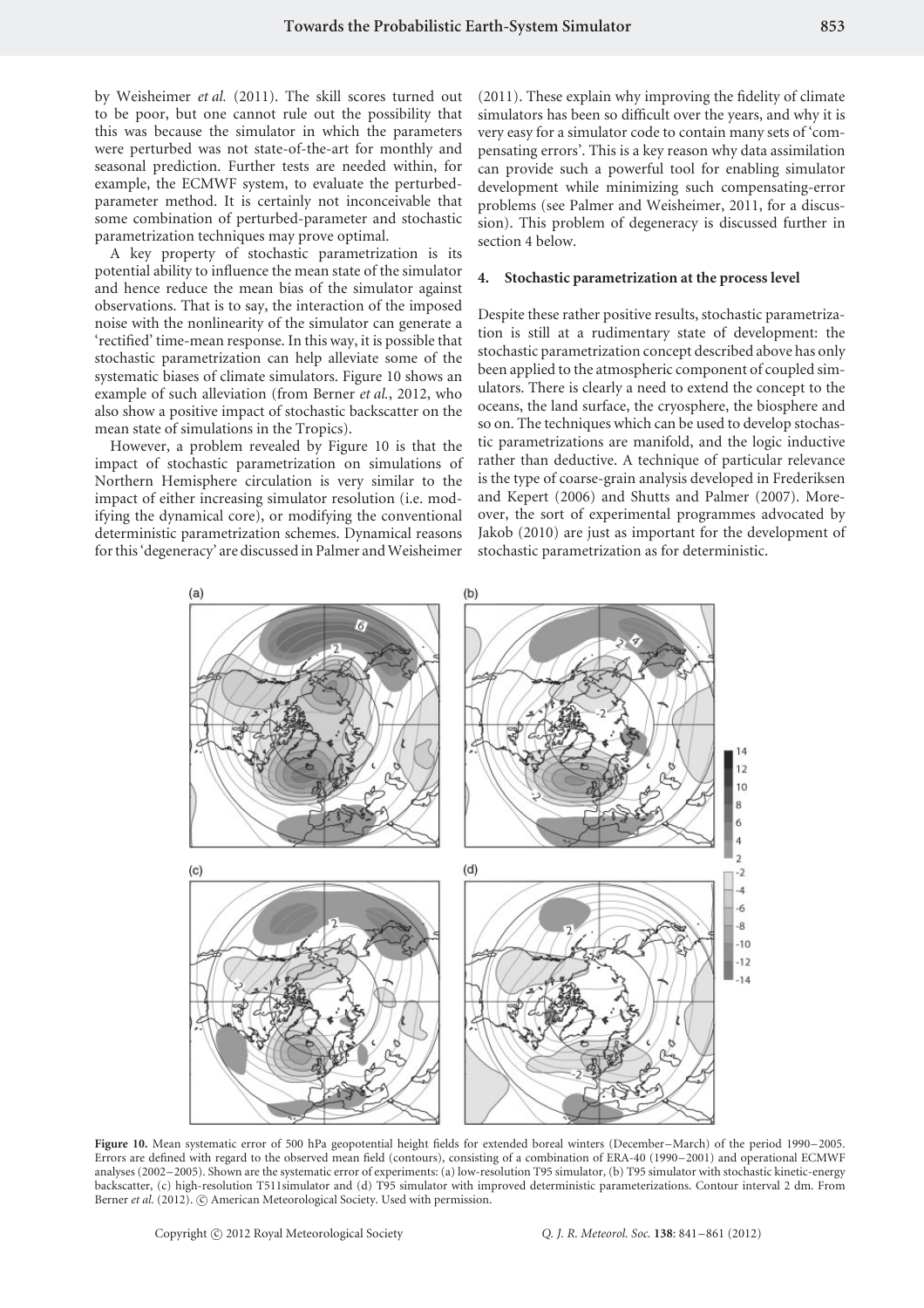by Weisheimer *et al.* (2011). The skill scores turned out to be poor, but one cannot rule out the possibility that this was because the simulator in which the parameters were perturbed was not state-of-the-art for monthly and seasonal prediction. Further tests are needed within, for example, the ECMWF system, to evaluate the perturbed-parameter method. It is certainly not inconceivable that some combination of perturbed-parameter and stochastic parametrization techniques may prove optimal.

A key property of stochastic parametrization is its potential ability to influence the mean state of the simulator and hence reduce the mean bias of the simulator against observations. That is to say, the interaction of the imposed noise with the nonlinearity of the simulator can generate a 'rectified' time-mean response. In this way, it is possible that stochastic parametrization can help alleviate some of the systematic biases of climate simulators. Figure 10 shows an example of such alleviation (from Berner *et al.*, 2012, who also show a positive impact of stochastic backscatter on the mean state of simulations in the Tropics).

However, a problem revealed by Figure 10 is that the impact of stochastic parametrization on simulations of Northern Hemisphere circulation is very similar to the impact of either increasing simulator resolution (i.e. modifying the dynamical core), or modifying the conventional deterministic parametrization schemes. Dynamical reasons for this 'degeneracy' are discussed in Palmer and Weisheimer (2011). These explain why improving the fidelity of climate simulators has been so difficult over the years, and why it is very easy for a simulator code to contain many sets of 'compensating errors'. This is a key reason why data assimilation can provide such a powerful tool for enabling simulator development while minimizing such compensating-error problems (see Palmer and Weisheimer, 2011, for a discussion). This problem of degeneracy is discussed further in section 4 below.

## 4. Stochastic parametrization at the process level

Despite these rather positive results, stochastic parametrization is still at a rudimentary state of development: the stochastic parametrization concept described above has only been applied to the atmospheric component of coupled simulators. There is clearly a need to extend the concept to the oceans, the land surface, the cryosphere, the biosphere and so on. The techniques which can be used to develop stochastic parametrizations are manifold, and the logic inductive rather than deductive. A technique of particular relevance is the type of coarse-grain analysis developed in Frederiksen and Kepert (2006) and Shutts and Palmer (2007). Moreover, the sort of experimental programmes advocated by Jakob (2010) are just as important for the development of stochastic parametrization as for deterministic.

**Figure 10.** Mean systematic error of 500 hPa geopotential height fields for extended boreal winters (December–March) of the period 1990–2005. Errors are defined with regard to the observed mean field (contours), consisting of a combination of ERA-40 (1990–2001) and operational ECMWF analyses (2002–2005). Shown are the systematic error of experiments: (a) low-resolution T95 simulator, (b) T95 simulator with stochastic kinetic-energy backscatter, (c) high-resolution T511simulator and (d) T95 simulator with improved deterministic parameterizations. Contour interval 2 dm. From Berner *et al.* (2012). © American Meteorological Society. Used with permission.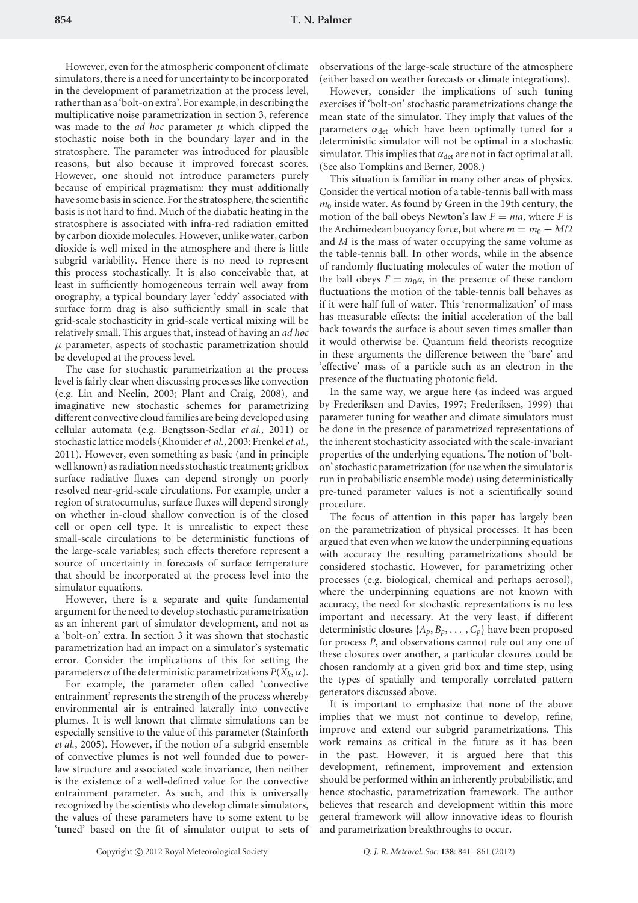However, even for the atmospheric component of climate simulators, there is a need for uncertainty to be incorporated in the development of parametrization at the process level, rather than as a 'bolt-on extra'. For example, in describing the multiplicative noise parametrization in section 3, reference was made to the *ad hoc* parameter $\mu$ which clipped the stochastic noise both in the boundary layer and in the stratosphere. The parameter was introduced for plausible reasons, but also because it improved forecast scores. However, one should not introduce parameters purely because of empirical pragmatism: they must additionally have some basis in science. For the stratosphere, the scientific basis is not hard to find. Much of the diabatic heating in the stratosphere is associated with infra-red radiation emitted by carbon dioxide molecules. However, unlike water, carbon dioxide is well mixed in the atmosphere and there is little subgrid variability. Hence there is no need to represent this process stochastically. It is also conceivable that, at least in sufficiently homogeneous terrain well away from orography, a typical boundary layer 'eddy' associated with surface form drag is also sufficiently small in scale that grid-scale stochasticity in grid-scale vertical mixing will be relatively small. This argues that, instead of having an *ad hoc* $\mu$ parameter, aspects of stochastic parametrization should be developed at the process level.

The case for stochastic parametrization at the process level is fairly clear when discussing processes like convection (e.g. Lin and Neelin, 2003; Plant and Craig, 2008), and imaginative new stochastic schemes for parametrizing different convective cloud families are being developed using cellular automata (e.g. Bengtsson-Sedlar *et al.*, 2011) or stochastic lattice models (Khouider *et al.*, 2003: Frenkel *et al.*, 2011). However, even something as basic (and in principle well known) as radiation needs stochastic treatment; gridbox surface radiative fluxes can depend strongly on poorly resolved near-grid-scale circulations. For example, under a region of stratocumulus, surface fluxes will depend strongly on whether in-cloud shallow convection is of the closed cell or open cell type. It is unrealistic to expect these small-scale circulations to be deterministic functions of the large-scale variables; such effects therefore represent a source of uncertainty in forecasts of surface temperature that should be incorporated at the process level into the simulator equations.

However, there is a separate and quite fundamental argument for the need to develop stochastic parametrization as an inherent part of simulator development, and not as a 'bolt-on' extra. In section 3 it was shown that stochastic parametrization had an impact on a simulator's systematic error. Consider the implications of this for setting the parameters $\alpha$ of the deterministic parametrizations $P(X_k, \alpha)$.

For example, the parameter often called 'convective entrainment' represents the strength of the process whereby environmental air is entrained laterally into convective plumes. It is well known that climate simulations can be especially sensitive to the value of this parameter (Stainforth *et al.*, 2005). However, if the notion of a subgrid ensemble of convective plumes is not well founded due to power-law structure and associated scale invariance, then neither is the existence of a well-defined value for the convective entrainment parameter. As such, and this is universally recognized by the scientists who develop climate simulators, the values of these parameters have to some extent to be 'tuned' based on the fit of simulator output to sets of observations of the large-scale structure of the atmosphere (either based on weather forecasts or climate integrations).

However, consider the implications of such tuning exercises if 'bolt-on' stochastic parametrizations change the mean state of the simulator. They imply that values of the parameters $\alpha_{\text{det}}$ which have been optimally tuned for a deterministic simulator will not be optimal in a stochastic simulator. This implies that $\alpha_{\text{det}}$ are not in fact optimal at all. (See also Tompkins and Berner, 2008.)

This situation is familiar in many other areas of physics. Consider the vertical motion of a table-tennis ball with mass $m_0$ inside water. As found by Green in the 19th century, the motion of the ball obeys Newton's law $F = ma$, where $F$ is the Archimedean buoyancy force, but where $m = m_0 + M/2$ and $M$ is the mass of water occupying the same volume as the table-tennis ball. In other words, while in the absence of randomly fluctuating molecules of water the motion of the ball obeys $F = m_0 a$, in the presence of these random fluctuations the motion of the table-tennis ball behaves as if it were half full of water. This 'renormalization' of mass has measurable effects: the initial acceleration of the ball back towards the surface is about seven times smaller than it would otherwise be. Quantum field theorists recognize in these arguments the difference between the 'bare' and 'effective' mass of a particle such as an electron in the presence of the fluctuating photonic field.

In the same way, we argue here (as indeed was argued by Frederiksen and Davies, 1997; Frederiksen, 1999) that parameter tuning for weather and climate simulators must be done in the presence of parametrized representations of the inherent stochasticity associated with the scale-invariant properties of the underlying equations. The notion of 'bolt-on' stochastic parametrization (for use when the simulator is run in probabilistic ensemble mode) using deterministically pre-tuned parameter values is not a scientifically sound procedure.

The focus of attention in this paper has largely been on the parametrization of physical processes. It has been argued that even when we know the underpinning equations with accuracy the resulting parametrizations should be considered stochastic. However, for parametrizing other processes (e.g. biological, chemical and perhaps aerosol), where the underpinning equations are not known with accuracy, the need for stochastic representations is no less important and necessary. At the very least, if different deterministic closures $\{A_p, B_p, \ldots, C_p\}$ have been proposed for process $P$, and observations cannot rule out any one of these closures over another, a particular closures could be chosen randomly at a given grid box and time step, using the types of spatially and temporally correlated pattern generators discussed above.

It is important to emphasize that none of the above implies that we must not continue to develop, refine, improve and extend our subgrid parametrizations. This work remains as critical in the future as it has been in the past. However, it is argued here that this development, refinement, improvement and extension should be performed within an inherently probabilistic, and hence stochastic, parametrization framework. The author believes that research and development within this more general framework will allow innovative ideas to flourish and parametrization breakthroughs to occur.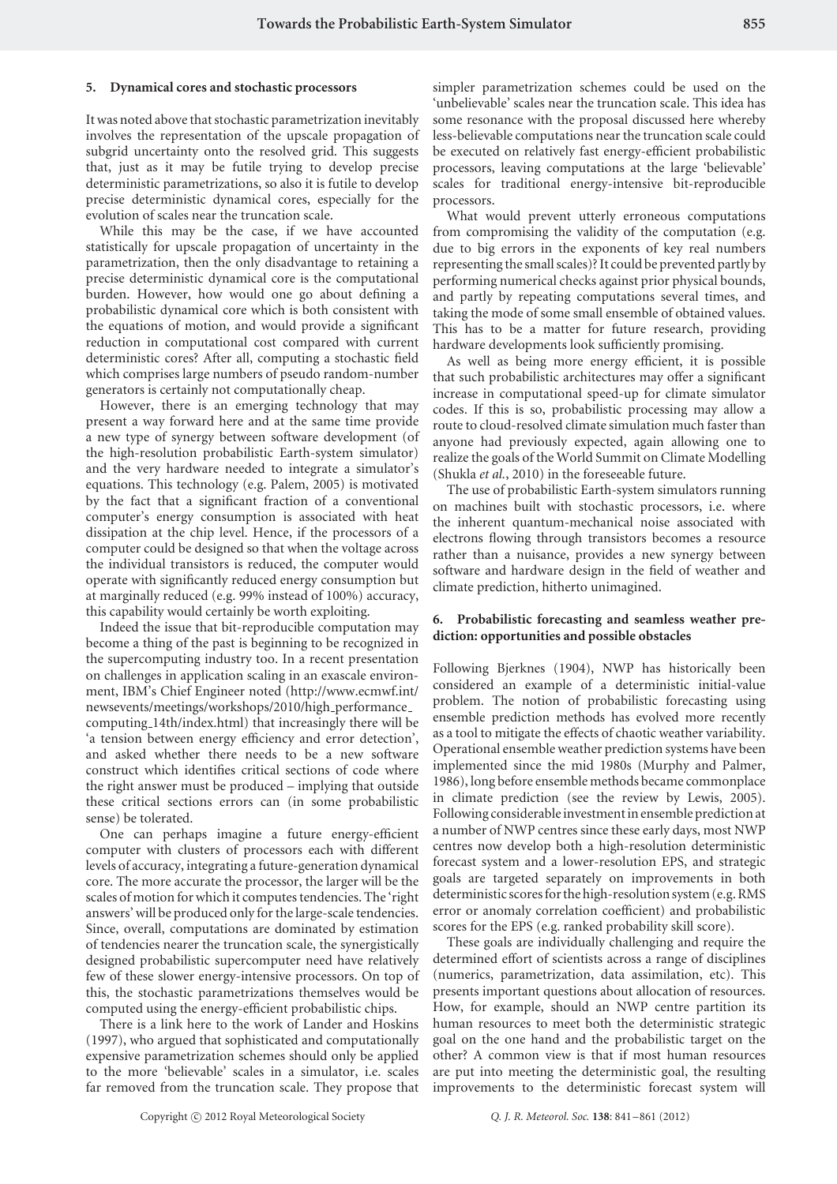## 5. Dynamical cores and stochastic processors

It was noted above that stochastic parametrization inevitably involves the representation of the upscale propagation of subgrid uncertainty onto the resolved grid. This suggests that, just as it may be futile trying to develop precise deterministic parametrizations, so also it is futile to develop precise deterministic dynamical cores, especially for the evolution of scales near the truncation scale.

While this may be the case, if we have accounted statistically for upscale propagation of uncertainty in the parametrization, then the only disadvantage to retaining a precise deterministic dynamical core is the computational burden. However, how would one go about defining a probabilistic dynamical core which is both consistent with the equations of motion, and would provide a significant reduction in computational cost compared with current deterministic cores? After all, computing a stochastic field which comprises large numbers of pseudo random-number generators is certainly not computationally cheap.

However, there is an emerging technology that may present a way forward here and at the same time provide a new type of synergy between software development (of the high-resolution probabilistic Earth-system simulator) and the very hardware needed to integrate a simulator's equations. This technology (e.g. Palem, 2005) is motivated by the fact that a significant fraction of a conventional computer's energy consumption is associated with heat dissipation at the chip level. Hence, if the processors of a computer could be designed so that when the voltage across the individual transistors is reduced, the computer would operate with significantly reduced energy consumption but at marginally reduced (e.g. 99% instead of 100%) accuracy, this capability would certainly be worth exploiting.

Indeed the issue that bit-reproducible computation may become a thing of the past is beginning to be recognized in the supercomputing industry too. In a recent presentation on challenges in application scaling in an exascale environment, IBM's Chief Engineer noted (http://www.ecmwf.int/newsevents/meetings/workshops/2010/high_performance_computing_14th/index.html) that increasingly there will be 'a tension between energy efficiency and error detection', and asked whether there needs to be a new software construct which identifies critical sections of code where the right answer must be produced – implying that outside these critical sections errors can (in some probabilistic sense) be tolerated.

One can perhaps imagine a future energy-efficient computer with clusters of processors each with different levels of accuracy, integrating a future-generation dynamical core. The more accurate the processor, the larger will be the scales of motion for which it computes tendencies. The 'right answers' will be produced only for the large-scale tendencies. Since, overall, computations are dominated by estimation of tendencies nearer the truncation scale, the synergistically designed probabilistic supercomputer need have relatively few of these slower energy-intensive processors. On top of this, the stochastic parametrizations themselves would be computed using the energy-efficient probabilistic chips.

There is a link here to the work of Lander and Hoskins (1997), who argued that sophisticated and computationally expensive parametrization schemes should only be applied to the more 'believable' scales in a simulator, i.e. scales far removed from the truncation scale. They propose that simpler parametrization schemes could be used on the 'unbelievable' scales near the truncation scale. This idea has some resonance with the proposal discussed here whereby less-believable computations near the truncation scale could be executed on relatively fast energy-efficient probabilistic processors, leaving computations at the large 'believable' scales for traditional energy-intensive bit-reproducible processors.

What would prevent utterly erroneous computations from compromising the validity of the computation (e.g. due to big errors in the exponents of key real numbers representing the small scales)? It could be prevented partly by performing numerical checks against prior physical bounds, and partly by repeating computations several times, and taking the mode of some small ensemble of obtained values. This has to be a matter for future research, providing hardware developments look sufficiently promising.

As well as being more energy efficient, it is possible that such probabilistic architectures may offer a significant increase in computational speed-up for climate simulator codes. If this is so, probabilistic processing may allow a route to cloud-resolved climate simulation much faster than anyone had previously expected, again allowing one to realize the goals of the World Summit on Climate Modelling (Shukla *et al.*, 2010) in the foreseeable future.

The use of probabilistic Earth-system simulators running on machines built with stochastic processors, i.e. where the inherent quantum-mechanical noise associated with electrons flowing through transistors becomes a resource rather than a nuisance, provides a new synergy between software and hardware design in the field of weather and climate prediction, hitherto unimagined.

## 6. Probabilistic forecasting and seamless weather prediction: opportunities and possible obstacles

Following Bjerknes (1904), NWP has historically been considered an example of a deterministic initial-value problem. The notion of probabilistic forecasting using ensemble prediction methods has evolved more recently as a tool to mitigate the effects of chaotic weather variability. Operational ensemble weather prediction systems have been implemented since the mid 1980s (Murphy and Palmer, 1986), long before ensemble methods became commonplace in climate prediction (see the review by Lewis, 2005). Following considerable investment in ensemble prediction at a number of NWP centres since these early days, most NWP centres now develop both a high-resolution deterministic forecast system and a lower-resolution EPS, and strategic goals are targeted separately on improvements in both deterministic scores for the high-resolution system (e.g. RMS error or anomaly correlation coefficient) and probabilistic scores for the EPS (e.g. ranked probability skill score).

These goals are individually challenging and require the determined effort of scientists across a range of disciplines (numerics, parametrization, data assimilation, etc). This presents important questions about allocation of resources. How, for example, should an NWP centre partition its human resources to meet both the deterministic strategic goal on the one hand and the probabilistic target on the other? A common view is that if most human resources are put into meeting the deterministic goal, the resulting improvements to the deterministic forecast system will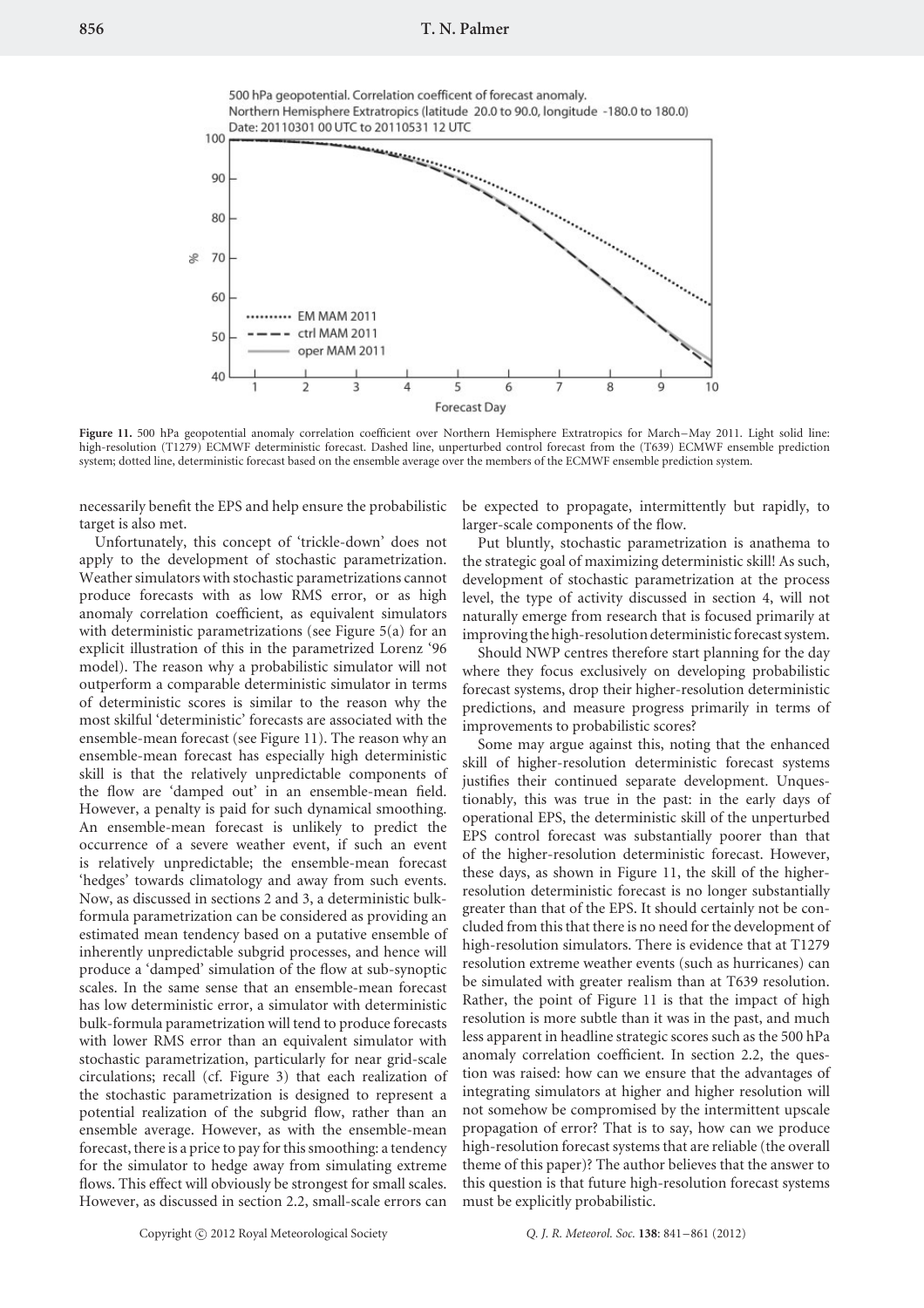500 hPa geopotential. Correlation coefficent of forecast anomaly.
Northern Hemisphere Extratropics (latitude 20.0 to 90.0, longitude -180.0 to 180.0)
Date: 20110301 00 UTC to 20110531 12 UTC

**Figure 11.** 500 hPa geopotential anomaly correlation coefficient over Northern Hemisphere Extratropics for March–May 2011. Light solid line: high-resolution (T1279) ECMWF deterministic forecast. Dashed line, unperturbed control forecast from the (T639) ECMWF ensemble prediction system; dotted line, deterministic forecast based on the ensemble average over the members of the ECMWF ensemble prediction system.

necessarily benefit the EPS and help ensure the probabilistic target is also met.

Unfortunately, this concept of 'trickle-down' does not apply to the development of stochastic parametrization. Weather simulators with stochastic parametrizations cannot produce forecasts with as low RMS error, or as high anomaly correlation coefficient, as equivalent simulators with deterministic parametrizations (see Figure 5(a) for an explicit illustration of this in the parametrized Lorenz '96 model). The reason why a probabilistic simulator will not outperform a comparable deterministic simulator in terms of deterministic scores is similar to the reason why the most skilful 'deterministic' forecasts are associated with the ensemble-mean forecast (see Figure 11). The reason why an ensemble-mean forecast has especially high deterministic skill is that the relatively unpredictable components of the flow are 'damped out' in an ensemble-mean field. However, a penalty is paid for such dynamical smoothing. An ensemble-mean forecast is unlikely to predict the occurrence of a severe weather event, if such an event is relatively unpredictable; the ensemble-mean forecast 'hedges' towards climatology and away from such events. Now, as discussed in sections 2 and 3, a deterministic bulk-formula parametrization can be considered as providing an estimated mean tendency based on a putative ensemble of inherently unpredictable subgrid processes, and hence will produce a 'damped' simulation of the flow at sub-synoptic scales. In the same sense that an ensemble-mean forecast has low deterministic error, a simulator with deterministic bulk-formula parametrization will tend to produce forecasts with lower RMS error than an equivalent simulator with stochastic parametrization, particularly for near grid-scale circulations; recall (cf. Figure 3) that each realization of the stochastic parametrization is designed to represent a potential realization of the subgrid flow, rather than an ensemble average. However, as with the ensemble-mean forecast, there is a price to pay for this smoothing: a tendency for the simulator to hedge away from simulating extreme flows. This effect will obviously be strongest for small scales. However, as discussed in section 2.2, small-scale errors can be expected to propagate, intermittently but rapidly, to larger-scale components of the flow.

Put bluntly, stochastic parametrization is anathema to the strategic goal of maximizing deterministic skill! As such, development of stochastic parametrization at the process level, the type of activity discussed in section 4, will not naturally emerge from research that is focused primarily at improving the high-resolution deterministic forecast system.

Should NWP centres therefore start planning for the day where they focus exclusively on developing probabilistic forecast systems, drop their higher-resolution deterministic predictions, and measure progress primarily in terms of improvements to probabilistic scores?

Some may argue against this, noting that the enhanced skill of higher-resolution deterministic forecast systems justifies their continued separate development. Unquestionably, this was true in the past: in the early days of operational EPS, the deterministic skill of the unperturbed EPS control forecast was substantially poorer than that of the higher-resolution deterministic forecast. However, these days, as shown in Figure 11, the skill of the higher-resolution deterministic forecast is no longer substantially greater than that of the EPS. It should certainly not be concluded from this that there is no need for the development of high-resolution simulators. There is evidence that at T1279 resolution extreme weather events (such as hurricanes) can be simulated with greater realism than at T639 resolution. Rather, the point of Figure 11 is that the impact of high resolution is more subtle than it was in the past, and much less apparent in headline strategic scores such as the 500 hPa anomaly correlation coefficient. In section 2.2, the question was raised: how can we ensure that the advantages of integrating simulators at higher and higher resolution will not somehow be compromised by the intermittent upscale propagation of error? That is to say, how can we produce high-resolution forecast systems that are reliable (the overall theme of this paper)? The author believes that the answer to this question is that future high-resolution forecast systems must be explicitly probabilistic.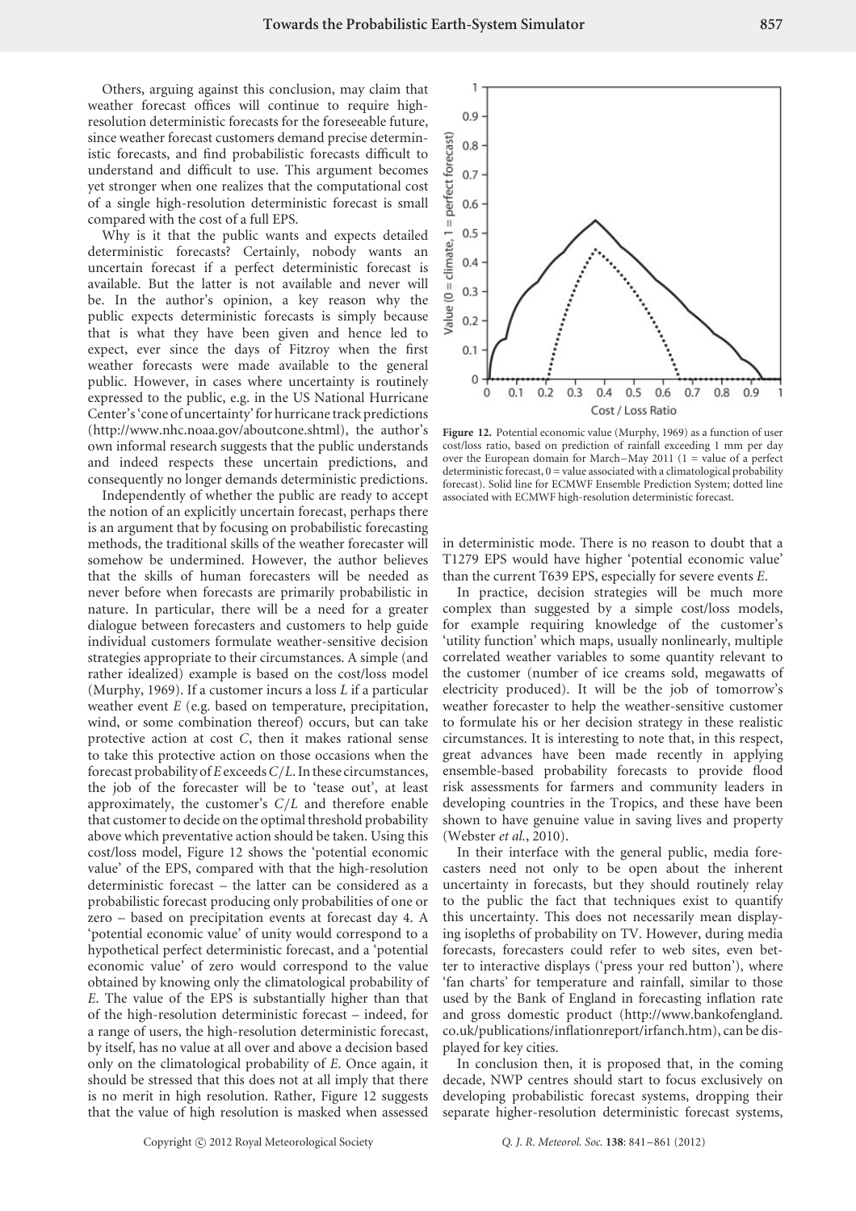Others, arguing against this conclusion, may claim that weather forecast offices will continue to require high-resolution deterministic forecasts for the foreseeable future, since weather forecast customers demand precise deterministic forecasts, and find probabilistic forecasts difficult to understand and difficult to use. This argument becomes yet stronger when one realizes that the computational cost of a single high-resolution deterministic forecast is small compared with the cost of a full EPS.

Why is it that the public wants and expects detailed deterministic forecasts? Certainly, nobody wants an uncertain forecast if a perfect deterministic forecast is available. But the latter is not available and never will be. In the author's opinion, a key reason why the public expects deterministic forecasts is simply because that is what they have been given and hence led to expect, ever since the days of Fitzroy when the first weather forecasts were made available to the general public. However, in cases where uncertainty is routinely expressed to the public, e.g. in the US National Hurricane Center's 'cone of uncertainty' for hurricane track predictions (http://www.nhc.noaa.gov/aboutcone.shtml), the author's own informal research suggests that the public understands and indeed respects these uncertain predictions, and consequently no longer demands deterministic predictions.

Independently of whether the public are ready to accept the notion of an explicitly uncertain forecast, perhaps there is an argument that by focusing on probabilistic forecasting methods, the traditional skills of the weather forecaster will somehow be undermined. However, the author believes that the skills of human forecasters will be needed as never before when forecasts are primarily probabilistic in nature. In particular, there will be a need for a greater dialogue between forecasters and customers to help guide individual customers formulate weather-sensitive decision strategies appropriate to their circumstances. A simple (and rather idealized) example is based on the cost/loss model (Murphy, 1969). If a customer incurs a loss $L$ if a particular weather event $E$ (e.g. based on temperature, precipitation, wind, or some combination thereof) occurs, but can take protective action at cost $C$, then it makes rational sense to take this protective action on those occasions when the forecast probability of $E$ exceeds $C/L$. In these circumstances, the job of the forecaster will be to 'tease out', at least approximately, the customer's $C/L$ and therefore enable that customer to decide on the optimal threshold probability above which preventative action should be taken. Using this cost/loss model, Figure 12 shows the 'potential economic value' of the EPS, compared with that the high-resolution deterministic forecast – the latter can be considered as a probabilistic forecast producing only probabilities of one or zero – based on precipitation events at forecast day 4. A 'potential economic value' of unity would correspond to a hypothetical perfect deterministic forecast, and a 'potential economic value' of zero would correspond to the value obtained by knowing only the climatological probability of $E$. The value of the EPS is substantially higher than that of the high-resolution deterministic forecast – indeed, for a range of users, the high-resolution deterministic forecast, by itself, has no value at all over and above a decision based only on the climatological probability of $E$. Once again, it should be stressed that this does not at all imply that there is no merit in high resolution. Rather, Figure 12 suggests that the value of high resolution is masked when assessed

Value (0 = climate, 1 = perfect forecast)
1
0.9
0.8
0.7
0.6
0.5
0.4
0.3
0.2
0.1
0
0 0.1 0.2 0.3 0.4 0.5 0.6 0.7 0.8 0.9 1
Cost / Loss Ratio

**Figure 12.** Potential economic value (Murphy, 1969) as a function of user cost/loss ratio, based on prediction of rainfall exceeding 1 mm per day over the European domain for March–May 2011 (1 = value of a perfect deterministic forecast, 0 = value associated with a climatological probability forecast). Solid line for ECMWF Ensemble Prediction System; dotted line associated with ECMWF high-resolution deterministic forecast.

in deterministic mode. There is no reason to doubt that a T1279 EPS would have higher 'potential economic value' than the current T639 EPS, especially for severe events $E$.

In practice, decision strategies will be much more complex than suggested by a simple cost/loss models, for example requiring knowledge of the customer's 'utility function' which maps, usually nonlinearly, multiple correlated weather variables to some quantity relevant to the customer (number of ice creams sold, megawatts of electricity produced). It will be the job of tomorrow's weather forecaster to help the weather-sensitive customer to formulate his or her decision strategy in these realistic circumstances. It is interesting to note that, in this respect, great advances have been made recently in applying ensemble-based probability forecasts to provide flood risk assessments for farmers and community leaders in developing countries in the Tropics, and these have been shown to have genuine value in saving lives and property (Webster *et al.*, 2010).

In their interface with the general public, media forecasters need not only to be open about the inherent uncertainty in forecasts, but they should routinely relay to the public the fact that techniques exist to quantify this uncertainty. This does not necessarily mean displaying isopleths of probability on TV. However, during media forecasts, forecasters could refer to web sites, even better to interactive displays ('press your red button'), where 'fan charts' for temperature and rainfall, similar to those used by the Bank of England in forecasting inflation rate and gross domestic product (http://www.bankofengland.co.uk/publications/inflationreport/irfanch.htm), can be displayed for key cities.

In conclusion then, it is proposed that, in the coming decade, NWP centres should start to focus exclusively on developing probabilistic forecast systems, dropping their separate higher-resolution deterministic forecast systems,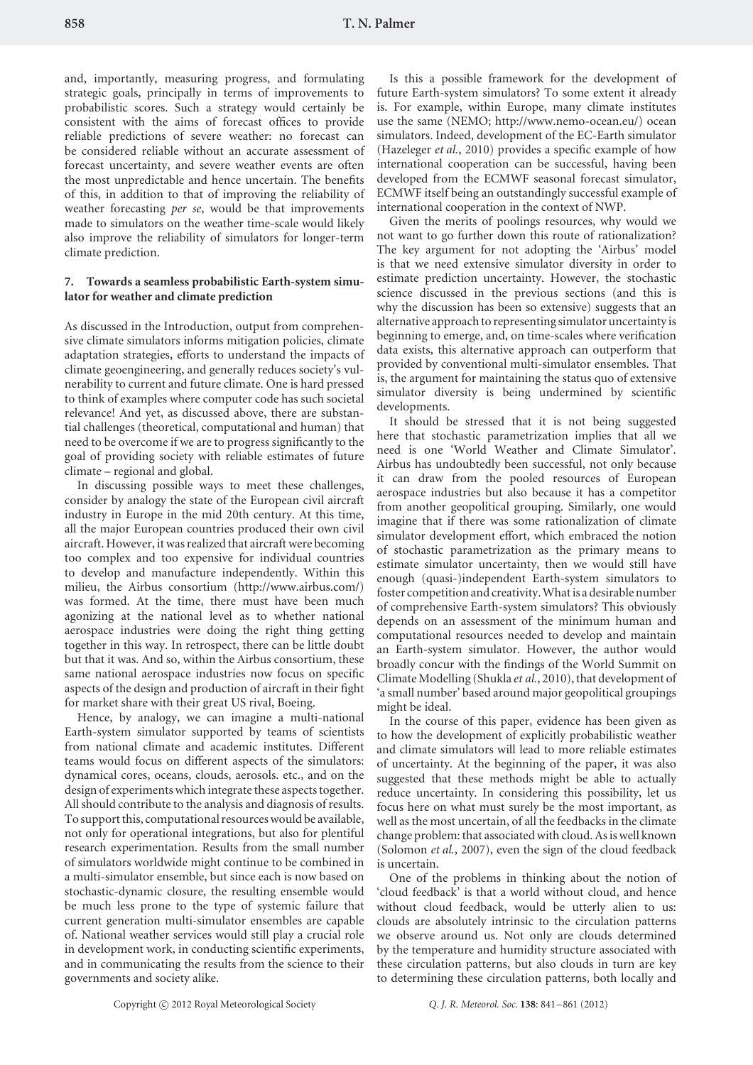and, importantly, measuring progress, and formulating strategic goals, principally in terms of improvements to probabilistic scores. Such a strategy would certainly be consistent with the aims of forecast offices to provide reliable predictions of severe weather: no forecast can be considered reliable without an accurate assessment of forecast uncertainty, and severe weather events are often the most unpredictable and hence uncertain. The benefits of this, in addition to that of improving the reliability of weather forecasting *per se*, would be that improvements made to simulators on the weather time-scale would likely also improve the reliability of simulators for longer-term climate prediction.

## 7. Towards a seamless probabilistic Earth-system simulator for weather and climate prediction

As discussed in the Introduction, output from comprehensive climate simulators informs mitigation policies, climate adaptation strategies, efforts to understand the impacts of climate geoengineering, and generally reduces society's vulnerability to current and future climate. One is hard pressed to think of examples where computer code has such societal relevance! And yet, as discussed above, there are substantial challenges (theoretical, computational and human) that need to be overcome if we are to progress significantly to the goal of providing society with reliable estimates of future climate – regional and global.

In discussing possible ways to meet these challenges, consider by analogy the state of the European civil aircraft industry in Europe in the mid 20th century. At this time, all the major European countries produced their own civil aircraft. However, it was realized that aircraft were becoming too complex and too expensive for individual countries to develop and manufacture independently. Within this milieu, the Airbus consortium (http://www.airbus.com/) was formed. At the time, there must have been much agonizing at the national level as to whether national aerospace industries were doing the right thing getting together in this way. In retrospect, there can be little doubt but that it was. And so, within the Airbus consortium, these same national aerospace industries now focus on specific aspects of the design and production of aircraft in their fight for market share with their great US rival, Boeing.

Hence, by analogy, we can imagine a multi-national Earth-system simulator supported by teams of scientists from national climate and academic institutes. Different teams would focus on different aspects of the simulators: dynamical cores, oceans, clouds, aerosols. etc., and on the design of experiments which integrate these aspects together. All should contribute to the analysis and diagnosis of results. To support this, computational resources would be available, not only for operational integrations, but also for plentiful research experimentation. Results from the small number of simulators worldwide might continue to be combined in a multi-simulator ensemble, but since each is now based on stochastic-dynamic closure, the resulting ensemble would be much less prone to the type of systemic failure that current generation multi-simulator ensembles are capable of. National weather services would still play a crucial role in development work, in conducting scientific experiments, and in communicating the results from the science to their governments and society alike.

Is this a possible framework for the development of future Earth-system simulators? To some extent it already is. For example, within Europe, many climate institutes use the same (NEMO; http://www.nemo-ocean.eu/) ocean simulators. Indeed, development of the EC-Earth simulator (Hazeleger *et al.*, 2010) provides a specific example of how international cooperation can be successful, having been developed from the ECMWF seasonal forecast simulator, ECMWF itself being an outstandingly successful example of international cooperation in the context of NWP.

Given the merits of poolings resources, why would we not want to go further down this route of rationalization? The key argument for not adopting the 'Airbus' model is that we need extensive simulator diversity in order to estimate prediction uncertainty. However, the stochastic science discussed in the previous sections (and this is why the discussion has been so extensive) suggests that an alternative approach to representing simulator uncertainty is beginning to emerge, and, on time-scales where verification data exists, this alternative approach can outperform that provided by conventional multi-simulator ensembles. That is, the argument for maintaining the status quo of extensive simulator diversity is being undermined by scientific developments.

It should be stressed that it is not being suggested here that stochastic parametrization implies that all we need is one 'World Weather and Climate Simulator'. Airbus has undoubtedly been successful, not only because it can draw from the pooled resources of European aerospace industries but also because it has a competitor from another geopolitical grouping. Similarly, one would imagine that if there was some rationalization of climate simulator development effort, which embraced the notion of stochastic parametrization as the primary means to estimate simulator uncertainty, then we would still have enough (quasi-)independent Earth-system simulators to foster competition and creativity. What is a desirable number of comprehensive Earth-system simulators? This obviously depends on an assessment of the minimum human and computational resources needed to develop and maintain an Earth-system simulator. However, the author would broadly concur with the findings of the World Summit on Climate Modelling (Shukla *et al.*, 2010), that development of 'a small number' based around major geopolitical groupings might be ideal.

In the course of this paper, evidence has been given as to how the development of explicitly probabilistic weather and climate simulators will lead to more reliable estimates of uncertainty. At the beginning of the paper, it was also suggested that these methods might be able to actually reduce uncertainty. In considering this possibility, let us focus here on what must surely be the most important, as well as the most uncertain, of all the feedbacks in the climate change problem: that associated with cloud. As is well known (Solomon *et al.*, 2007), even the sign of the cloud feedback is uncertain.

One of the problems in thinking about the notion of 'cloud feedback' is that a world without cloud, and hence without cloud feedback, would be utterly alien to us: clouds are absolutely intrinsic to the circulation patterns we observe around us. Not only are clouds determined by the temperature and humidity structure associated with these circulation patterns, but also clouds in turn are key to determining these circulation patterns, both locally and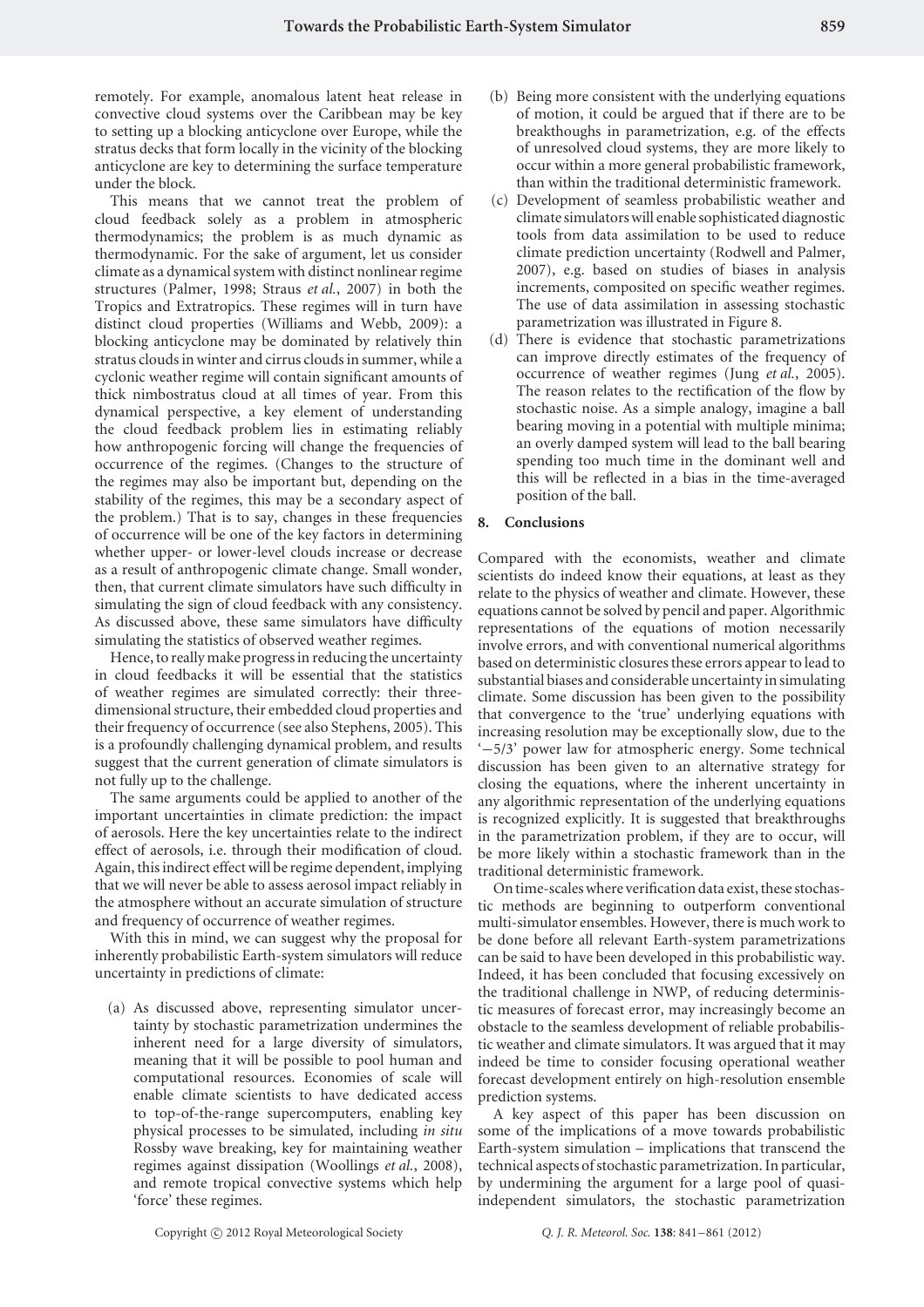remotely. For example, anomalous latent heat release in convective cloud systems over the Caribbean may be key to setting up a blocking anticyclone over Europe, while the stratus decks that form locally in the vicinity of the blocking anticyclone are key to determining the surface temperature under the block.

This means that we cannot treat the problem of cloud feedback solely as a problem in atmospheric thermodynamics; the problem is as much dynamic as thermodynamic. For the sake of argument, let us consider climate as a dynamical system with distinct nonlinear regime structures (Palmer, 1998; Straus *et al.*, 2007) in both the Tropics and Extratropics. These regimes will in turn have distinct cloud properties (Williams and Webb, 2009): a blocking anticyclone may be dominated by relatively thin stratus clouds in winter and cirrus clouds in summer, while a cyclonic weather regime will contain significant amounts of thick nimbostratus cloud at all times of year. From this dynamical perspective, a key element of understanding the cloud feedback problem lies in estimating reliably how anthropogenic forcing will change the frequencies of occurrence of the regimes. (Changes to the structure of the regimes may also be important but, depending on the stability of the regimes, this may be a secondary aspect of the problem.) That is to say, changes in these frequencies of occurrence will be one of the key factors in determining whether upper- or lower-level clouds increase or decrease as a result of anthropogenic climate change. Small wonder, then, that current climate simulators have such difficulty in simulating the sign of cloud feedback with any consistency. As discussed above, these same simulators have difficulty simulating the statistics of observed weather regimes.

Hence, to really make progress in reducing the uncertainty in cloud feedbacks it will be essential that the statistics of weather regimes are simulated correctly: their three-dimensional structure, their embedded cloud properties and their frequency of occurrence (see also Stephens, 2005). This is a profoundly challenging dynamical problem, and results suggest that the current generation of climate simulators is not fully up to the challenge.

The same arguments could be applied to another of the important uncertainties in climate prediction: the impact of aerosols. Here the key uncertainties relate to the indirect effect of aerosols, i.e. through their modification of cloud. Again, this indirect effect will be regime dependent, implying that we will never be able to assess aerosol impact reliably in the atmosphere without an accurate simulation of structure and frequency of occurrence of weather regimes.

With this in mind, we can suggest why the proposal for inherently probabilistic Earth-system simulators will reduce uncertainty in predictions of climate:

(a) As discussed above, representing simulator uncertainty by stochastic parametrization undermines the inherent need for a large diversity of simulators, meaning that it will be possible to pool human and computational resources. Economies of scale will enable climate scientists to have dedicated access to top-of-the-range supercomputers, enabling key physical processes to be simulated, including *in situ* Rossby wave breaking, key for maintaining weather regimes against dissipation (Woollings *et al.*, 2008), and remote tropical convective systems which help 'force' these regimes.
(b) Being more consistent with the underlying equations of motion, it could be argued that if there are to be breakthoughs in parametrization, e.g. of the effects of unresolved cloud systems, they are more likely to occur within a more general probabilistic framework, than within the traditional deterministic framework.
(c) Development of seamless probabilistic weather and climate simulators will enable sophisticated diagnostic tools from data assimilation to be used to reduce climate prediction uncertainty (Rodwell and Palmer, 2007), e.g. based on studies of biases in analysis increments, composited on specific weather regimes. The use of data assimilation in assessing stochastic parametrization was illustrated in Figure 8.
(d) There is evidence that stochastic parametrizations can improve directly estimates of the frequency of occurrence of weather regimes (Jung *et al.*, 2005). The reason relates to the rectification of the flow by stochastic noise. As a simple analogy, imagine a ball bearing moving in a potential with multiple minima; an overly damped system will lead to the ball bearing spending too much time in the dominant well and this will be reflected in a bias in the time-averaged position of the ball.

## 8. Conclusions

Compared with the economists, weather and climate scientists do indeed know their equations, at least as they relate to the physics of weather and climate. However, these equations cannot be solved by pencil and paper. Algorithmic representations of the equations of motion necessarily involve errors, and with conventional numerical algorithms based on deterministic closures these errors appear to lead to substantial biases and considerable uncertainty in simulating climate. Some discussion has been given to the possibility that convergence to the 'true' underlying equations with increasing resolution may be exceptionally slow, due to the '$-5/3$' power law for atmospheric energy. Some technical discussion has been given to an alternative strategy for closing the equations, where the inherent uncertainty in any algorithmic representation of the underlying equations is recognized explicitly. It is suggested that breakthroughs in the parametrization problem, if they are to occur, will be more likely within a stochastic framework than in the traditional deterministic framework.

On time-scales where verification data exist, these stochastic methods are beginning to outperform conventional multi-simulator ensembles. However, there is much work to be done before all relevant Earth-system parametrizations can be said to have been developed in this probabilistic way. Indeed, it has been concluded that focusing excessively on the traditional challenge in NWP, of reducing deterministic measures of forecast error, may increasingly become an obstacle to the seamless development of reliable probabilistic weather and climate simulators. It was argued that it may indeed be time to consider focusing operational weather forecast development entirely on high-resolution ensemble prediction systems.

A key aspect of this paper has been discussion on some of the implications of a move towards probabilistic Earth-system simulation – implications that transcend the technical aspects of stochastic parametrization. In particular, by undermining the argument for a large pool of quasi-independent simulators, the stochastic parametrization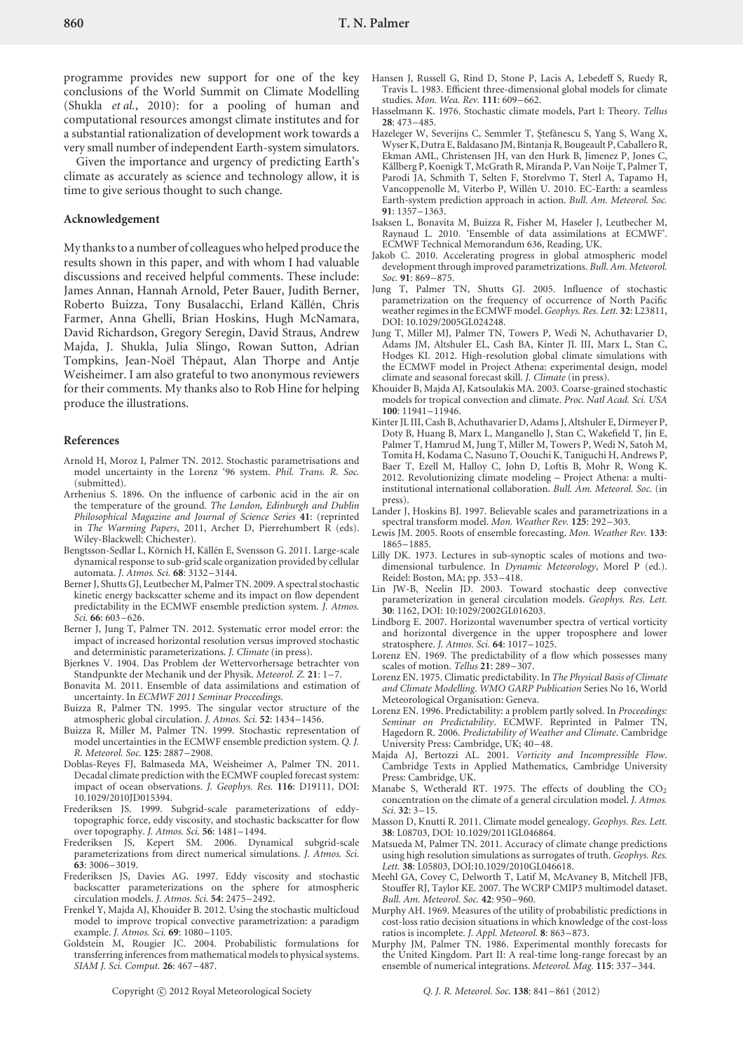programme provides new support for one of the key conclusions of the World Summit on Climate Modelling (Shukla *et al.*, 2010): for a pooling of human and computational resources amongst climate institutes and for a substantial rationalization of development work towards a very small number of independent Earth-system simulators.

Given the importance and urgency of predicting Earth's climate as accurately as science and technology allow, it is time to give serious thought to such change.

### Acknowledgement

My thanks to a number of colleagues who helped produce the results shown in this paper, and with whom I had valuable discussions and received helpful comments. These include: James Annan, Hannah Arnold, Peter Bauer, Judith Berner, Roberto Buizza, Tony Busalacchi, Erland Källén, Chris Farmer, Anna Ghelli, Brian Hoskins, Hugh McNamara, David Richardson, Gregory Seregin, David Straus, Andrew Majda, J. Shukla, Julia Slingo, Rowan Sutton, Adrian Tompkins, Jean-Noël Thépaut, Alan Thorpe and Antje Weisheimer. I am also grateful to two anonymous reviewers for their comments. My thanks also to Rob Hine for helping produce the illustrations.

### References

Arnold H, Moroz I, Palmer TN. 2012. Stochastic parametrisations and model uncertainty in the Lorenz '96 system. *Phil. Trans. R. Soc.* (submitted).

Arrhenius S. 1896. On the influence of carbonic acid in the air on the temperature of the ground. *The London, Edinburgh and Dublin Philosophical Magazine and Journal of Science Series* **41**: (reprinted in *The Warming Papers*, 2011, Archer D, Pierrehumbert R (eds). Wiley-Blackwell: Chichester).

Bengtsson-Sedlar L, Körnich H, Källén E, Svensson G. 2011. Large-scale dynamical response to sub-grid scale organization provided by cellular automata. *J. Atmos. Sci.* **68**: 3132–3144.

Berner J, Shutts GJ, Leutbecher M, Palmer TN. 2009. A spectral stochastic kinetic energy backscatter scheme and its impact on flow dependent predictability in the ECMWF ensemble prediction system. *J. Atmos. Sci.* **66**: 603–626.

Berner J, Jung T, Palmer TN. 2012. Systematic error model error: the impact of increased horizontal resolution versus improved stochastic and deterministic parameterizations. *J. Climate* (in press).

Bjerknes V. 1904. Das Problem der Wettervorhersage betrachter von Standpunkte der Mechanik und der Physik. *Meteorol. Z.* **21**: 1–7.

Bonavita M. 2011. Ensemble of data assimilations and estimation of uncertainty. In *ECMWF 2011 Seminar Proceedings*.

Buizza R, Palmer TN. 1995. The singular vector structure of the atmospheric global circulation. *J. Atmos. Sci.* **52**: 1434–1456.

Buizza R, Miller M, Palmer TN. 1999. Stochastic representation of model uncertainties in the ECMWF ensemble prediction system. *Q. J. R. Meteorol. Soc.* **125**: 2887–2908.

Doblas-Reyes FJ, Balmaseda MA, Weisheimer A, Palmer TN. 2011. Decadal climate prediction with the ECMWF coupled forecast system: impact of ocean observations. *J. Geophys. Res.* **116**: D19111, DOI: 10.1029/2010JD015394.

Frederiksen JS. 1999. Subgrid-scale parameterizations of eddy-topographic force, eddy viscosity, and stochastic backscatter for flow over topography. *J. Atmos. Sci.* **56**: 1481–1494.

Frederiksen JS, Kepert SM. 2006. Dynamical subgrid-scale parameterizations from direct numerical simulations. *J. Atmos. Sci.* **63**: 3006–3019.

Frederiksen JS, Davies AG. 1997. Eddy viscosity and stochastic backscatter parameterizations on the sphere for atmospheric circulation models. *J. Atmos. Sci.* **54**: 2475–2492.

Frenkel Y, Majda AJ, Khouider B. 2012. Using the stochastic multicloud model to improve tropical convective parametrization: a paradigm example. *J. Atmos. Sci.* **69**: 1080–1105.

Goldstein M, Rougier JC. 2004. Probabilistic formulations for transferring inferences from mathematical models to physical systems. *SIAM J. Sci. Comput.* **26**: 467–487.

Hansen J, Russell G, Rind D, Stone P, Lacis A, Lebedeff S, Ruedy R, Travis L. 1983. Efficient three-dimensional global models for climate studies. *Mon. Wea. Rev.* **111**: 609–662.

Hasselmann K. 1976. Stochastic climate models, Part I: Theory. *Tellus* **28**: 473–485.

Hazeleger W, Severijns C, Semmler T, Ştefănescu S, Yang S, Wang X, Wyser K, Dutra E, Baldasano JM, Bintanja R, Bougeault P, Caballero R, Ekman AML, Christensen JH, van den Hurk B, Jimenez P, Jones C, Kållberg P, Koenigk T, McGrath R, Miranda P, Van Noije T, Palmer T, Parodi JA, Schmith T, Selten F, Storelvmo T, Sterl A, Tapamo H, Vancoppenolle M, Viterbo P, Willén U. 2010. EC-Earth: a seamless Earth-system prediction approach in action. *Bull. Am. Meteorol. Soc.* **91**: 1357–1363.

Isaksen L, Bonavita M, Buizza R, Fisher M, Haseler J, Leutbecher M, Raynaud L. 2010. 'Ensemble of data assimilations at ECMWF'. ECMWF Technical Memorandum 636, Reading, UK.

Jakob C. 2010. Accelerating progress in global atmospheric model development through improved parametrizations. *Bull. Am. Meteorol. Soc.* **91**: 869–875.

Jung T, Palmer TN, Shutts GJ. 2005. Influence of stochastic parametrization on the frequency of occurrence of North Pacific weather regimes in the ECMWF model. *Geophys. Res. Lett.* **32**: L23811, DOI: 10.1029/2005GL024248.

Jung T, Miller MJ, Palmer TN, Towers P, Wedi N, Achuthavarier D, Adams JM, Altshuler EL, Cash BA, Kinter JL III, Marx L, Stan C, Hodges KI. 2012. High-resolution global climate simulations with the ECMWF model in Project Athena: experimental design, model climate and seasonal forecast skill. *J. Climate* (in press).

Khouider B, Majda AJ, Katsoulakis MA. 2003. Coarse-grained stochastic models for tropical convection and climate. *Proc. Natl Acad. Sci. USA* **100**: 11941–11946.

Kinter JL III, Cash B, Achuthavarier D, Adams J, Altshuler E, Dirmeyer P, Doty B, Huang B, Marx L, Manganello J, Stan C, Wakefield T, Jin E, Palmer T, Hamrud M, Jung T, Miller M, Towers P, Wedi N, Satoh M, Tomita H, Kodama C, Nasuno T, Oouchi K, Taniguchi H, Andrews P, Baer T, Ezell M, Halloy C, John D, Loftis B, Mohr R, Wong K. 2012. Revolutionizing climate modeling – Project Athena: a multi-institutional international collaboration. *Bull. Am. Meteorol. Soc.* (in press).

Lander J, Hoskins BJ. 1997. Believable scales and parametrizations in a spectral transform model. *Mon. Weather Rev.* **125**: 292–303.

Lewis JM. 2005. Roots of ensemble forecasting. *Mon. Weather Rev.* **133**: 1865–1885.

Lilly DK. 1973. Lectures in sub-synoptic scales of motions and two-dimensional turbulence. In *Dynamic Meteorology*, Morel P (ed.). Reidel: Boston, MA; pp. 353–418.

Lin JW-B, Neelin JD. 2003. Toward stochastic deep convective parameterization in general circulation models. *Geophys. Res. Lett.* **30**: 1162, DOI: 10:1029/2002GL016203.

Lindborg E. 2007. Horizontal wavenumber spectra of vertical vorticity and horizontal divergence in the upper troposphere and lower stratosphere. *J. Atmos. Sci.* **64**: 1017–1025.

Lorenz EN. 1969. The predictability of a flow which possesses many scales of motion. *Tellus* **21**: 289–307.

Lorenz EN. 1975. Climatic predictability. In *The Physical Basis of Climate and Climate Modelling*. *WMO GARP Publication* Series No 16, World Meteorological Organisation: Geneva.

Lorenz EN. 1996. Predictability: a problem partly solved. In *Proceedings: Seminar on Predictability*. ECMWF. Reprinted in Palmer TN, Hagedorn R. 2006. *Predictability of Weather and Climate*. Cambridge University Press: Cambridge, UK; 40–48.

Majda AJ, Bertozzi AL. 2001. *Vorticity and Incompressible Flow*. Cambridge Texts in Applied Mathematics, Cambridge University Press: Cambridge, UK.

Manabe S, Wetherald RT. 1975. The effects of doubling the $CO_2$ concentration on the climate of a general circulation model. *J. Atmos. Sci.* **32**: 3–15.

Masson D, Knutti R. 2011. Climate model genealogy. *Geophys. Res. Lett.* **38**: L08703, DOI: 10.1029/2011GL046864.

Matsueda M, Palmer TN. 2011. Accuracy of climate change predictions using high resolution simulations as surrogates of truth. *Geophys. Res. Lett.* **38**: L05803, DOI:10.1029/2010GL046618.

Meehl GA, Covey C, Delworth T, Latif M, McAvaney B, Mitchell JFB, Stouffer RJ, Taylor KE. 2007. The WCRP CMIP3 multimodel dataset. *Bull. Am. Meteorol. Soc.* **42**: 950–960.

Murphy AH. 1969. Measures of the utility of probabilistic predictions in cost-loss ratio decision situations in which knowledge of the cost-loss ratios is incomplete. *J. Appl. Meteorol.* **8**: 863–873.

Murphy JM, Palmer TN. 1986. Experimental monthly forecasts for the United Kingdom. Part II: A real-time long-range forecast by an ensemble of numerical integrations. *Meteorol. Mag.* **115**: 337–344.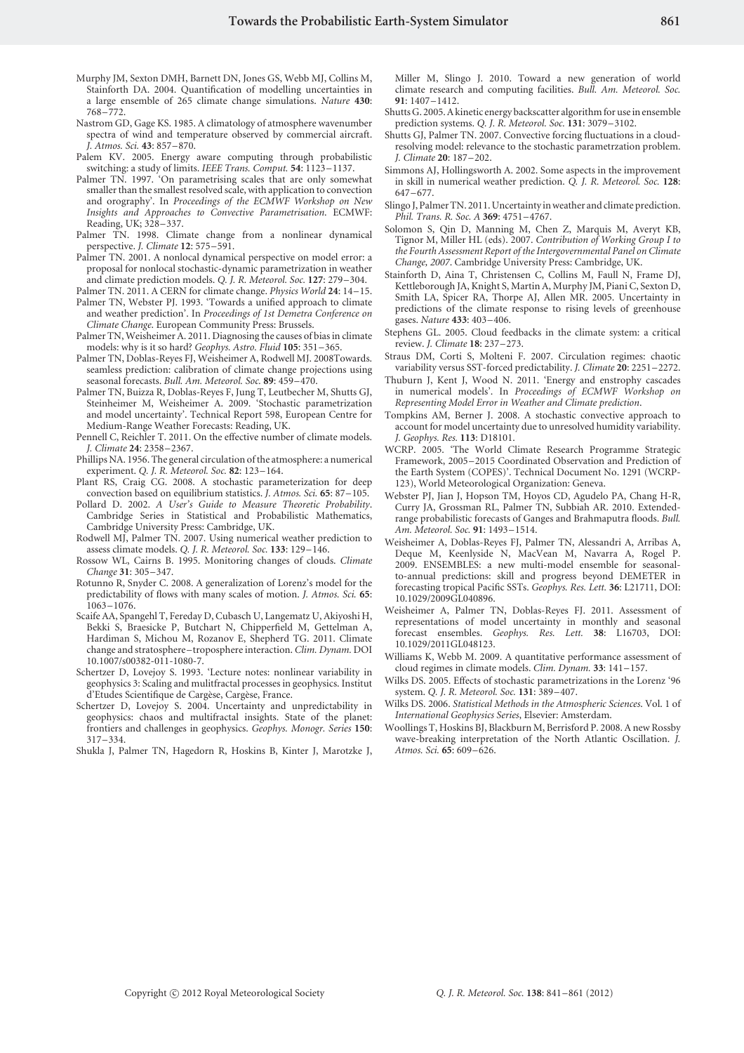Murphy JM, Sexton DMH, Barnett DN, Jones GS, Webb MJ, Collins M, Stainforth DA. 2004. Quantification of modelling uncertainties in a large ensemble of 265 climate change simulations. *Nature* **430**: 768–772.

Nastrom GD, Gage KS. 1985. A climatology of atmosphere wavenumber spectra of wind and temperature observed by commercial aircraft. *J. Atmos. Sci.* **43**: 857–870.

Palem KV. 2005. Energy aware computing through probabilistic switching: a study of limits. *IEEE Trans. Comput.* **54**: 1123–1137.

Palmer TN. 1997. 'On parametrising scales that are only somewhat smaller than the smallest resolved scale, with application to convection and orography'. In *Proceedings of the ECMWF Workshop on New Insights and Approaches to Convective Parametrisation*. ECMWF: Reading, UK; 328–337.

Palmer TN. 1998. Climate change from a nonlinear dynamical perspective. *J. Climate* **12**: 575–591.

Palmer TN. 2001. A nonlocal dynamical perspective on model error: a proposal for nonlocal stochastic-dynamic parametrization in weather and climate prediction models. *Q. J. R. Meteorol. Soc.* **127**: 279–304.

Palmer TN. 2011. A CERN for climate change. *Physics World* **24**: 14–15.

Palmer TN, Webster PJ. 1993. 'Towards a unified approach to climate and weather prediction'. In *Proceedings of 1st Demetra Conference on Climate Change*. European Community Press: Brussels.

Palmer TN, Weisheimer A. 2011. Diagnosing the causes of bias in climate models: why is it so hard? *Geophys. Astro. Fluid* **105**: 351–365.

Palmer TN, Doblas-Reyes FJ, Weisheimer A, Rodwell MJ. 2008Towards. seamless prediction: calibration of climate change projections using seasonal forecasts. *Bull. Am. Meteorol. Soc.* **89**: 459–470.

Palmer TN, Buizza R, Doblas-Reyes F, Jung T, Leutbecher M, Shutts GJ, Steinheimer M, Weisheimer A. 2009. 'Stochastic parametrization and model uncertainty'. Technical Report 598, European Centre for Medium-Range Weather Forecasts: Reading, UK.

Pennell C, Reichler T. 2011. On the effective number of climate models. *J. Climate* **24**: 2358–2367.

Phillips NA. 1956. The general circulation of the atmosphere: a numerical experiment. *Q. J. R. Meteorol. Soc.* **82**: 123–164.

Plant RS, Craig CG. 2008. A stochastic parameterization for deep convection based on equilibrium statistics. *J. Atmos. Sci.* **65**: 87–105.

Pollard D. 2002. *A User's Guide to Measure Theoretic Probability*. Cambridge Series in Statistical and Probabilistic Mathematics, Cambridge University Press: Cambridge, UK.

Rodwell MJ, Palmer TN. 2007. Using numerical weather prediction to assess climate models. *Q. J. R. Meteorol. Soc.* **133**: 129–146.

Rossow WL, Cairns B. 1995. Monitoring changes of clouds. *Climate Change* **31**: 305–347.

Rotunno R, Snyder C. 2008. A generalization of Lorenz's model for the predictability of flows with many scales of motion. *J. Atmos. Sci.* **65**: 1063–1076.

Scaife AA, Spangehl T, Fereday D, Cubasch U, Langematz U, Akiyoshi H, Bekki S, Braesicke P, Butchart N, Chipperfield M, Gettelman A, Hardiman S, Michou M, Rozanov E, Shepherd TG. 2011. Climate change and stratosphere–troposphere interaction. *Clim. Dynam.* DOI 10.1007/s00382-011-1080-7.

Schertzer D, Lovejoy S. 1993. 'Lecture notes: nonlinear variability in geophysics 3: Scaling and mulitfractal processes in geophysics. Institut d'Etudes Scientifique de Cargèse, Cargèse, France.

Schertzer D, Lovejoy S. 2004. Uncertainty and unpredictability in geophysics: chaos and multifractal insights. State of the planet: frontiers and challenges in geophysics. *Geophys. Monogr. Series* **150**: 317–334.

Shukla J, Palmer TN, Hagedorn R, Hoskins B, Kinter J, Marotzke J, Miller M, Slingo J. 2010. Toward a new generation of world climate research and computing facilities. *Bull. Am. Meteorol. Soc.* **91**: 1407–1412.

Shutts G. 2005. A kinetic energy backscatter algorithm for use in ensemble prediction systems. *Q. J. R. Meteorol. Soc.* **131**: 3079–3102.

Shutts GJ, Palmer TN. 2007. Convective forcing fluctuations in a cloud-resolving model: relevance to the stochastic parametrzation problem. *J. Climate* **20**: 187–202.

Simmons AJ, Hollingsworth A. 2002. Some aspects in the improvement in skill in numerical weather prediction. *Q. J. R. Meteorol. Soc.* **128**: 647–677.

Slingo J, Palmer TN. 2011. Uncertainty in weather and climate prediction. *Phil. Trans. R. Soc. A* **369**: 4751–4767.

Solomon S, Qin D, Manning M, Chen Z, Marquis M, Averyt KB, Tignor M, Miller HL (eds). 2007. *Contribution of Working Group I to the Fourth Assessment Report of the Intergovernmental Panel on Climate Change, 2007*. Cambridge University Press: Cambridge, UK.

Stainforth D, Aina T, Christensen C, Collins M, Faull N, Frame DJ, Kettleborough JA, Knight S, Martin A, Murphy JM, Piani C, Sexton D, Smith LA, Spicer RA, Thorpe AJ, Allen MR. 2005. Uncertainty in predictions of the climate response to rising levels of greenhouse gases. *Nature* **433**: 403–406.

Stephens GL. 2005. Cloud feedbacks in the climate system: a critical review. *J. Climate* **18**: 237–273.

Straus DM, Corti S, Molteni F. 2007. Circulation regimes: chaotic variability versus SST-forced predictability. *J. Climate* **20**: 2251–2272.

Thuburn J, Kent J, Wood N. 2011. 'Energy and enstrophy cascades in numerical models'. In *Proceedings of ECMWF Workshop on Representing Model Error in Weather and Climate prediction*.

Tompkins AM, Berner J. 2008. A stochastic convective approach to account for model uncertainty due to unresolved humidity variability. *J. Geophys. Res.* **113**: D18101.

WCRP. 2005. 'The World Climate Research Programme Strategic Framework, 2005–2015 Coordinated Observation and Prediction of the Earth System (COPES)'. Technical Document No. 1291 (WCRP-123), World Meteorological Organization: Geneva.

Webster PJ, Jian J, Hopson TM, Hoyos CD, Agudelo PA, Chang H-R, Curry JA, Grossman RL, Palmer TN, Subbiah AR. 2010. Extended-range probabilistic forecasts of Ganges and Brahmaputra floods. *Bull. Am. Meteorol. Soc.* **91**: 1493–1514.

Weisheimer A, Doblas-Reyes FJ, Palmer TN, Alessandri A, Arribas A, Deque M, Keenlyside N, MacVean M, Navarra A, Rogel P. 2009. ENSEMBLES: a new multi-model ensemble for seasonal-to-annual predictions: skill and progress beyond DEMETER in forecasting tropical Pacific SSTs. *Geophys. Res. Lett.* **36**: L21711, DOI: 10.1029/2009GL040896.

Weisheimer A, Palmer TN, Doblas-Reyes FJ. 2011. Assessment of representations of model uncertainty in monthly and seasonal forecast ensembles. *Geophys. Res. Lett.* **38**: L16703, DOI: 10.1029/2011GL048123.

Williams K, Webb M. 2009. A quantitative performance assessment of cloud regimes in climate models. *Clim. Dynam.* **33**: 141–157.

Wilks DS. 2005. Effects of stochastic parametrizations in the Lorenz '96 system. *Q. J. R. Meteorol. Soc.* **131**: 389–407.

Wilks DS. 2006. *Statistical Methods in the Atmospheric Sciences*. Vol. 1 of *International Geophysics Series*, Elsevier: Amsterdam.

Woollings T, Hoskins BJ, Blackburn M, Berrisford P. 2008. A new Rossby wave-breaking interpretation of the North Atlantic Oscillation. *J. Atmos. Sci.* **65**: 609–626.